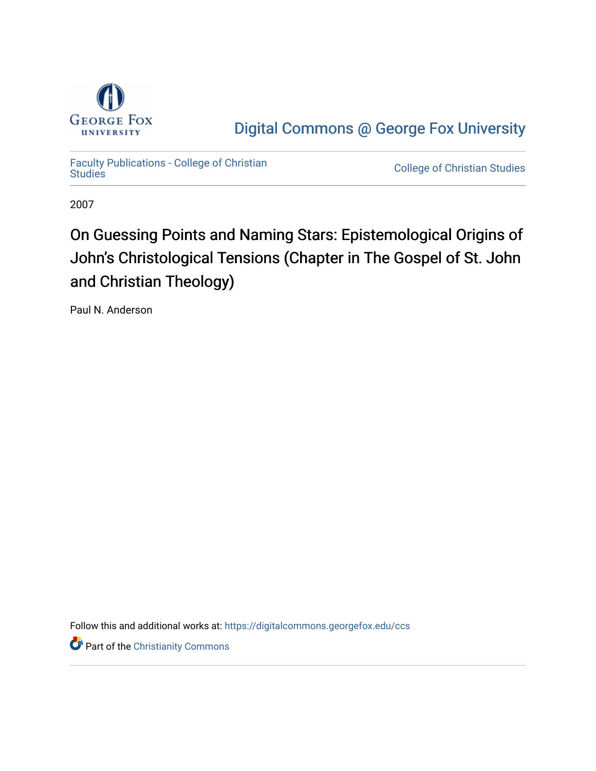Digital Commons @ George Fox University

Faculty Publications - College of Christian Studies

College of Christian Studies

2007

# On Guessing Points and Naming Stars: Epistemological Origins of John's Christological Tensions (Chapter in The Gospel of St. John and Christian Theology)

Paul N. Anderson

Follow this and additional works at: https://digitalcommons.georgefox.edu/ccs

Part of the Christianity Commons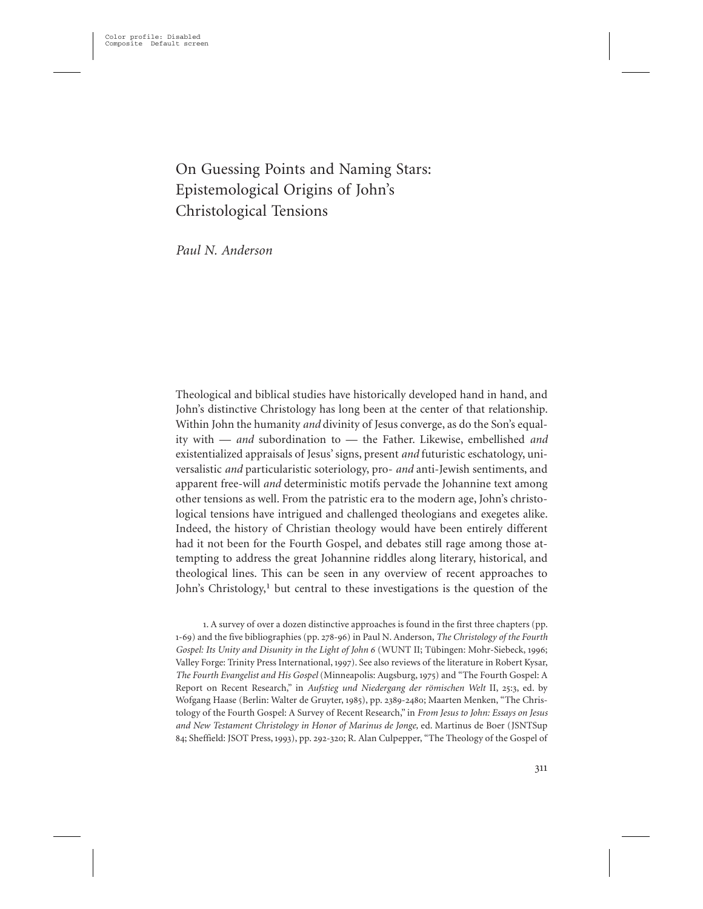# On Guessing Points and Naming Stars: Epistemological Origins of John's Christological Tensions

*Paul N. Anderson*

Theological and biblical studies have historically developed hand in hand, and John's distinctive Christology has long been at the center of that relationship. Within John the humanity *and* divinity of Jesus converge, as do the Son's equality with — *and* subordination to — the Father. Likewise, embellished *and* existentialized appraisals of Jesus' signs, present *and* futuristic eschatology, universalistic *and* particularistic soteriology, pro- *and* anti-Jewish sentiments, and apparent free-will *and* deterministic motifs pervade the Johannine text among other tensions as well. From the patristic era to the modern age, John's christological tensions have intrigued and challenged theologians and exegetes alike. Indeed, the history of Christian theology would have been entirely different had it not been for the Fourth Gospel, and debates still rage among those attempting to address the great Johannine riddles along literary, historical, and theological lines. This can be seen in any overview of recent approaches to John's Christology,[1] but central to these investigations is the question of the

1. A survey of over a dozen distinctive approaches is found in the first three chapters (pp. 1-69) and the five bibliographies (pp. 278-96) in Paul N. Anderson, *The Christology of the Fourth Gospel: Its Unity and Disunity in the Light of John 6* (WUNT II; Tübingen: Mohr-Siebeck, 1996; Valley Forge: Trinity Press International, 1997). See also reviews of the literature in Robert Kysar, *The Fourth Evangelist and His Gospel* (Minneapolis: Augsburg, 1975) and "The Fourth Gospel: A Report on Recent Research," in *Aufstieg und Niedergang der römischen Welt* II, 25:3, ed. by Wolfgang Haase (Berlin: Walter de Gruyter, 1985), pp. 2389-2480; Maarten Menken, "The Christology of the Fourth Gospel: A Survey of Recent Research," in *From Jesus to John: Essays on Jesus and New Testament Christology in Honor of Marinus de Jonge,* ed. Martinus de Boer (JSNTSup 84; Sheffield: JSOT Press, 1993), pp. 292-320; R. Alan Culpepper, "The Theology of the Gospel of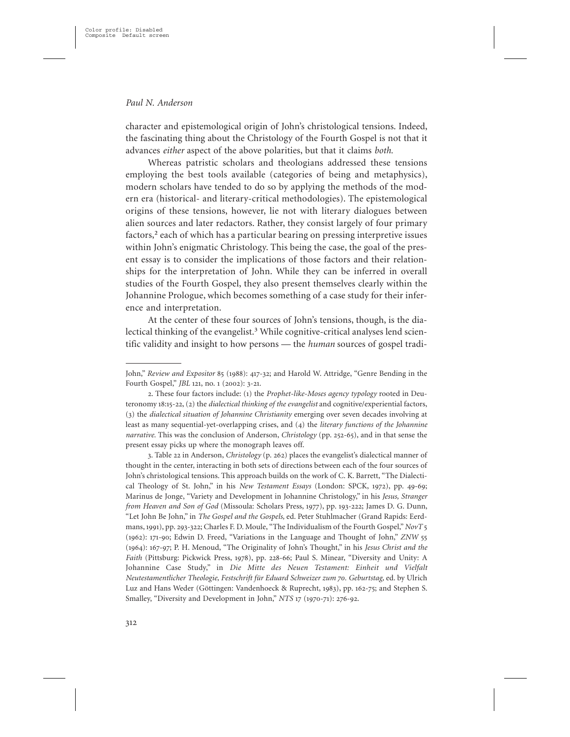character and epistemological origin of John's christological tensions. Indeed, the fascinating thing about the Christology of the Fourth Gospel is not that it advances *either* aspect of the above polarities, but that it claims *both.*

Whereas patristic scholars and theologians addressed these tensions employing the best tools available (categories of being and metaphysics), modern scholars have tended to do so by applying the methods of the modern era (historical- and literary-critical methodologies). The epistemological origins of these tensions, however, lie not with literary dialogues between alien sources and later redactors. Rather, they consist largely of four primary factors,[2] each of which has a particular bearing on pressing interpretive issues within John's enigmatic Christology. This being the case, the goal of the present essay is to consider the implications of those factors and their relationships for the interpretation of John. While they can be inferred in overall studies of the Fourth Gospel, they also present themselves clearly within the Johannine Prologue, which becomes something of a case study for their inference and interpretation.

At the center of these four sources of John's tensions, though, is the dialectical thinking of the evangelist.[3] While cognitive-critical analyses lend scientific validity and insight to how persons — the *human* sources of gospel tradi-

---

John," *Review and Expositor* 85 (1988): 417-32; and Harold W. Attridge, "Genre Bending in the Fourth Gospel," *JBL* 121, no. 1 (2002): 3-21.

2. These four factors include: (1) the *Prophet-like-Moses agency typology* rooted in Deuteronomy 18:15-22, (2) the *dialectical thinking of the evangelist* and cognitive/experiential factors, (3) the *dialectical situation of Johannine Christianity* emerging over seven decades involving at least as many sequential-yet-overlapping crises, and (4) the *literary functions of the Johannine narrative.* This was the conclusion of Anderson, *Christology* (pp. 252-65), and in that sense the present essay picks up where the monograph leaves off.

3. Table 22 in Anderson, *Christology* (p. 262) places the evangelist's dialectical manner of thought in the center, interacting in both sets of directions between each of the four sources of John's christological tensions. This approach builds on the work of C. K. Barrett, "The Dialectical Theology of St. John," in his *New Testament Essays* (London: SPCK, 1972), pp. 49-69; Marinus de Jonge, "Variety and Development in Johannine Christology," in his *Jesus, Stranger from Heaven and Son of God* (Missoula: Scholars Press, 1977), pp. 193-222; James D. G. Dunn, "Let John Be John," in *The Gospel and the Gospels,* ed. Peter Stuhlmacher (Grand Rapids: Eerdmans, 1991), pp. 293-322; Charles F. D. Moule, "The Individualism of the Fourth Gospel," *NovT* 5 (1962): 171-90; Edwin D. Freed, "Variations in the Language and Thought of John," *ZNW* 55 (1964): 167-97; P. H. Menoud, "The Originality of John's Thought," in his *Jesus Christ and the Faith* (Pittsburg: Pickwick Press, 1978), pp. 228-66; Paul S. Minear, "Diversity and Unity: A Johannine Case Study," in *Die Mitte des Neuen Testament: Einheit und Vielfalt Neutestamentlicher Theologie, Festschrift für Eduard Schweizer zum 70. Geburtstag,* ed. by Ulrich Luz and Hans Weder (Göttingen: Vandenhoeck & Ruprecht, 1983), pp. 162-75; and Stephen S. Smalley, "Diversity and Development in John," *NTS* 17 (1970-71): 276-92.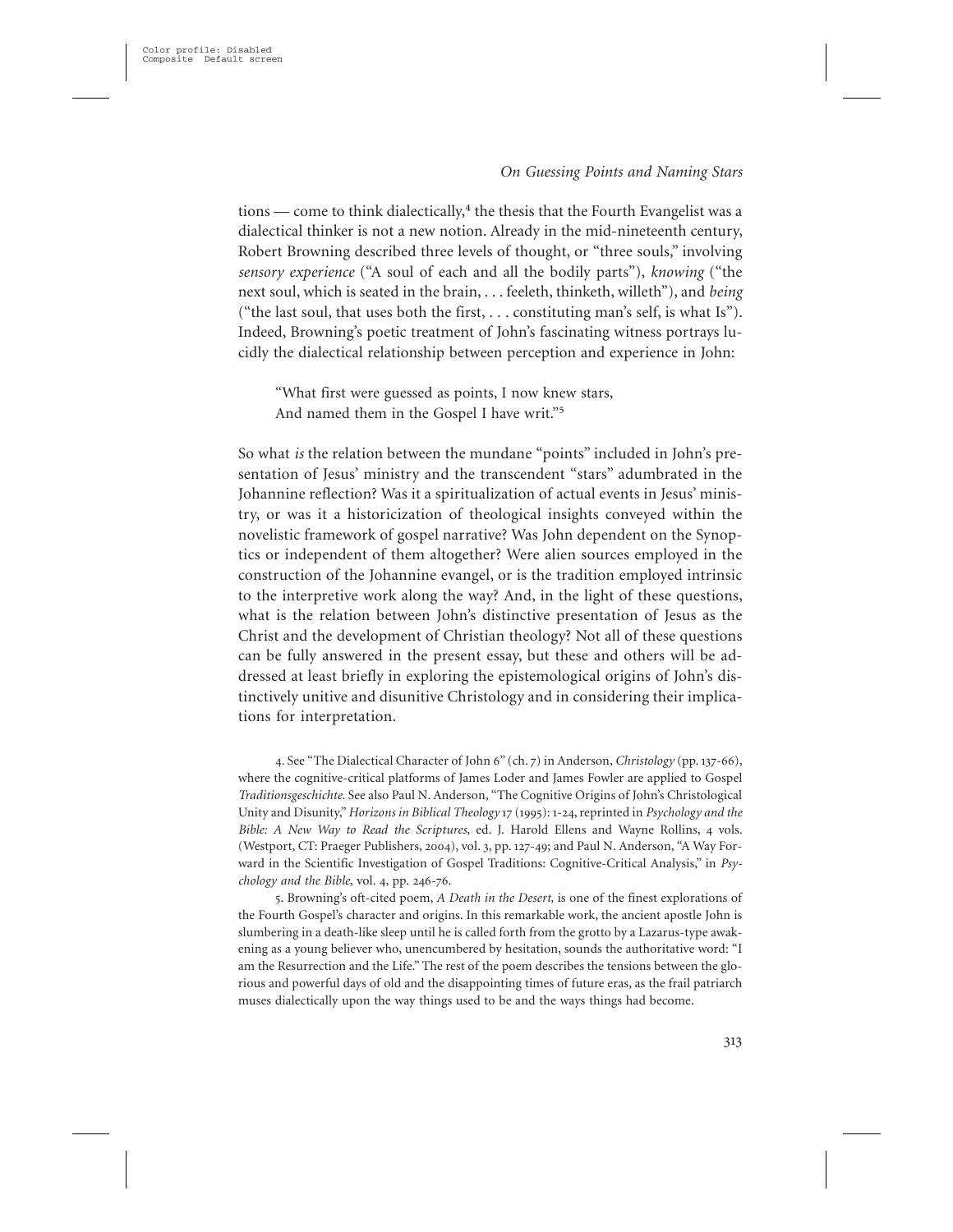tions — come to think dialectically,[4] the thesis that the Fourth Evangelist was a dialectical thinker is not a new notion. Already in the mid-nineteenth century, Robert Browning described three levels of thought, or "three souls," involving *sensory experience* ("A soul of each and all the bodily parts"), *knowing* ("the next soul, which is seated in the brain, . . . feeleth, thinketh, willeth"), and *being* ("the last soul, that uses both the first, . . . constituting man's self, is what Is"). Indeed, Browning's poetic treatment of John's fascinating witness portrays lucidly the dialectical relationship between perception and experience in John:

> "What first were guessed as points, I now knew stars,
> And named them in the Gospel I have writ."[5]

So what *is* the relation between the mundane "points" included in John's presentation of Jesus' ministry and the transcendent "stars" adumbrated in the Johannine reflection? Was it a spiritualization of actual events in Jesus' ministry, or was it a historicization of theological insights conveyed within the novelistic framework of gospel narrative? Was John dependent on the Synoptics or independent of them altogether? Were alien sources employed in the construction of the Johannine evangel, or is the tradition employed intrinsic to the interpretive work along the way? And, in the light of these questions, what is the relation between John's distinctive presentation of Jesus as the Christ and the development of Christian theology? Not all of these questions can be fully answered in the present essay, but these and others will be addressed at least briefly in exploring the epistemological origins of John's distinctively unitive and disunitive Christology and in considering their implications for interpretation.

4. See "The Dialectical Character of John 6" (ch. 7) in Anderson, *Christology* (pp. 137-66), where the cognitive-critical platforms of James Loder and James Fowler are applied to Gospel *Traditionsgeschichte.* See also Paul N. Anderson, "The Cognitive Origins of John's Christological Unity and Disunity," *Horizons in Biblical Theology* 17 (1995): 1-24, reprinted in *Psychology and the Bible: A New Way to Read the Scriptures,* ed. J. Harold Ellens and Wayne Rollins, 4 vols. (Westport, CT: Praeger Publishers, 2004), vol. 3, pp. 127-49; and Paul N. Anderson, "A Way Forward in the Scientific Investigation of Gospel Traditions: Cognitive-Critical Analysis," in *Psychology and the Bible,* vol. 4, pp. 246-76.

5. Browning's oft-cited poem, *A Death in the Desert,* is one of the finest explorations of the Fourth Gospel's character and origins. In this remarkable work, the ancient apostle John is slumbering in a death-like sleep until he is called forth from the grotto by a Lazarus-type awakening as a young believer who, unencumbered by hesitation, sounds the authoritative word: "I am the Resurrection and the Life." The rest of the poem describes the tensions between the glorious and powerful days of old and the disappointing times of future eras, as the frail patriarch muses dialectically upon the way things used to be and the ways things had become.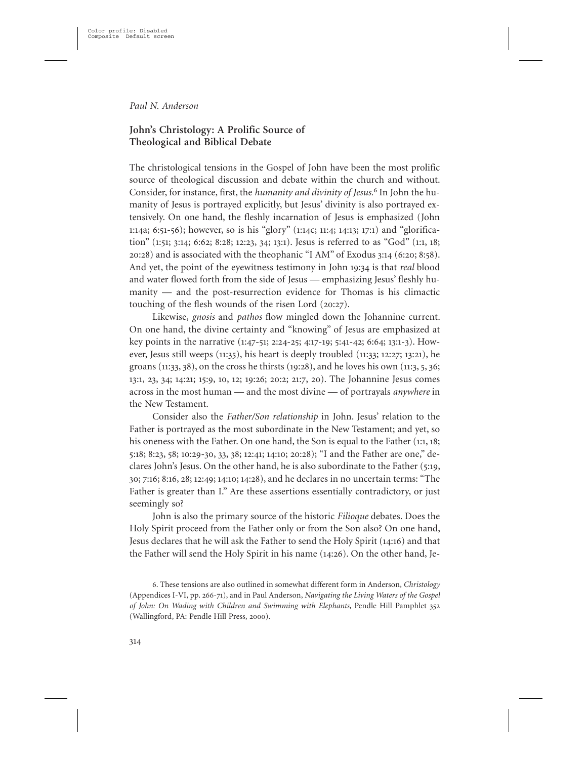## John's Christology: A Prolific Source of Theological and Biblical Debate

The christological tensions in the Gospel of John have been the most prolific source of theological discussion and debate within the church and without. Consider, for instance, first, the *humanity and divinity of Jesus.*[6] In John the humanity of Jesus is portrayed explicitly, but Jesus' divinity is also portrayed extensively. On one hand, the fleshly incarnation of Jesus is emphasized (John 1:14a; 6:51-56); however, so is his "glory" (1:14c; 11:4; 14:13; 17:1) and "glorification" (1:51; 3:14; 6:62; 8:28; 12:23, 34; 13:1). Jesus is referred to as "God" (1:1, 18; 20:28) and is associated with the theophanic "I AM" of Exodus 3:14 (6:20; 8:58). And yet, the point of the eyewitness testimony in John 19:34 is that *real* blood and water flowed forth from the side of Jesus — emphasizing Jesus' fleshly humanity — and the post-resurrection evidence for Thomas is his climactic touching of the flesh wounds of the risen Lord (20:27).

Likewise, *gnosis* and *pathos* flow mingled down the Johannine current. On one hand, the divine certainty and "knowing" of Jesus are emphasized at key points in the narrative (1:47-51; 2:24-25; 4:17-19; 5:41-42; 6:64; 13:1-3). However, Jesus still weeps (11:35), his heart is deeply troubled (11:33; 12:27; 13:21), he groans (11:33, 38), on the cross he thirsts (19:28), and he loves his own (11:3, 5, 36; 13:1, 23, 34; 14:21; 15:9, 10, 12; 19:26; 20:2; 21:7, 20). The Johannine Jesus comes across in the most human — and the most divine — of portrayals *anywhere* in the New Testament.

Consider also the *Father/Son relationship* in John. Jesus' relation to the Father is portrayed as the most subordinate in the New Testament; and yet, so his oneness with the Father. On one hand, the Son is equal to the Father (1:1, 18; 5:18; 8:23, 58; 10:29-30, 33, 38; 12:41; 14:10; 20:28); "I and the Father are one," declares John's Jesus. On the other hand, he is also subordinate to the Father (5:19, 30; 7:16; 8:16, 28; 12:49; 14:10; 14:28), and he declares in no uncertain terms: "The Father is greater than I." Are these assertions essentially contradictory, or just seemingly so?

John is also the primary source of the historic *Filioque* debates. Does the Holy Spirit proceed from the Father only or from the Son also? On one hand, Jesus declares that he will ask the Father to send the Holy Spirit (14:16) and that the Father will send the Holy Spirit in his name (14:26). On the other hand, Je-

6. These tensions are also outlined in somewhat different form in Anderson, *Christology* (Appendices I-VI, pp. 266-71), and in Paul Anderson, *Navigating the Living Waters of the Gospel of John: On Wading with Children and Swimming with Elephants,* Pendle Hill Pamphlet 352 (Wallingford, PA: Pendle Hill Press, 2000).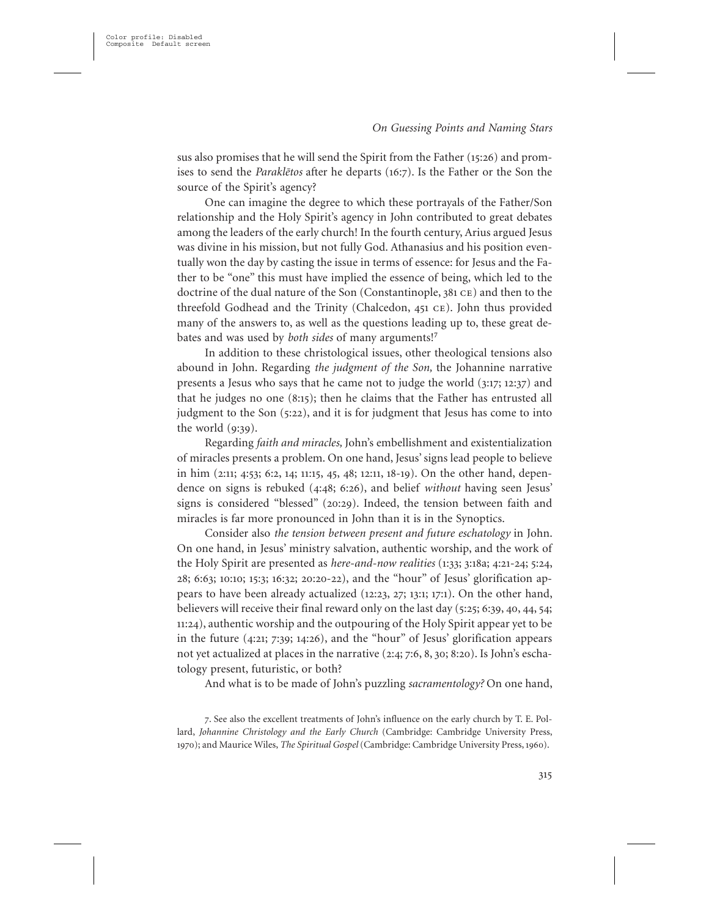sus also promises that he will send the Spirit from the Father (15:26) and promises to send the *Paraklētos* after he departs (16:7). Is the Father or the Son the source of the Spirit's agency?

One can imagine the degree to which these portrayals of the Father/Son relationship and the Holy Spirit's agency in John contributed to great debates among the leaders of the early church! In the fourth century, Arius argued Jesus was divine in his mission, but not fully God. Athanasius and his position eventually won the day by casting the issue in terms of essence: for Jesus and the Father to be "one" this must have implied the essence of being, which led to the doctrine of the dual nature of the Son (Constantinople, 381 CE) and then to the threefold Godhead and the Trinity (Chalcedon, 451 CE). John thus provided many of the answers to, as well as the questions leading up to, these great debates and was used by *both sides* of many arguments![7]

In addition to these christological issues, other theological tensions also abound in John. Regarding *the judgment of the Son,* the Johannine narrative presents a Jesus who says that he came not to judge the world (3:17; 12:37) and that he judges no one (8:15); then he claims that the Father has entrusted all judgment to the Son (5:22), and it is for judgment that Jesus has come to into the world (9:39).

Regarding *faith and miracles,* John's embellishment and existentialization of miracles presents a problem. On one hand, Jesus' signs lead people to believe in him (2:11; 4:53; 6:2, 14; 11:15, 45, 48; 12:11, 18-19). On the other hand, dependence on signs is rebuked (4:48; 6:26), and belief *without* having seen Jesus' signs is considered "blessed" (20:29). Indeed, the tension between faith and miracles is far more pronounced in John than it is in the Synoptics.

Consider also *the tension between present and future eschatology* in John. On one hand, in Jesus' ministry salvation, authentic worship, and the work of the Holy Spirit are presented as *here-and-now realities* (1:33; 3:18a; 4:21-24; 5:24, 28; 6:63; 10:10; 15:3; 16:32; 20:20-22), and the "hour" of Jesus' glorification appears to have been already actualized (12:23, 27; 13:1; 17:1). On the other hand, believers will receive their final reward only on the last day (5:25; 6:39, 40, 44, 54; 11:24), authentic worship and the outpouring of the Holy Spirit appear yet to be in the future (4:21; 7:39; 14:26), and the "hour" of Jesus' glorification appears not yet actualized at places in the narrative (2:4; 7:6, 8, 30; 8:20). Is John's eschatology present, futuristic, or both?

And what is to be made of John's puzzling *sacramentology?* On one hand,

7. See also the excellent treatments of John's influence on the early church by T. E. Pollard, *Johannine Christology and the Early Church* (Cambridge: Cambridge University Press, 1970); and Maurice Wiles, *The Spiritual Gospel* (Cambridge: Cambridge University Press, 1960).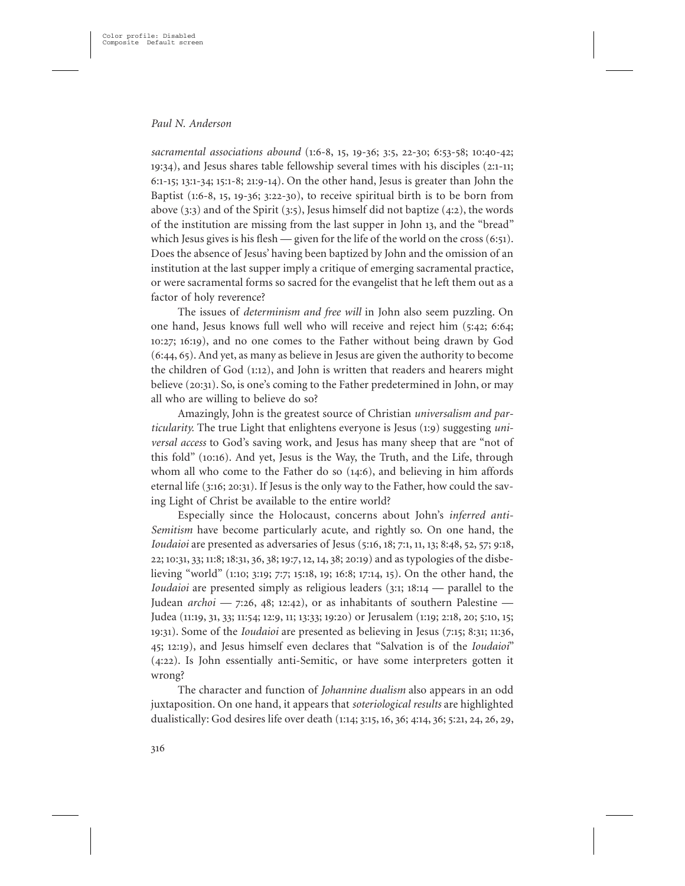*sacramental associations abound* (1:6-8, 15, 19-36; 3:5, 22-30; 6:53-58; 10:40-42; 19:34), and Jesus shares table fellowship several times with his disciples (2:1-11; 6:1-15; 13:1-34; 15:1-8; 21:9-14). On the other hand, Jesus is greater than John the Baptist (1:6-8, 15, 19-36; 3:22-30), to receive spiritual birth is to be born from above (3:3) and of the Spirit (3:5), Jesus himself did not baptize (4:2), the words of the institution are missing from the last supper in John 13, and the "bread" which Jesus gives is his flesh — given for the life of the world on the cross (6:51). Does the absence of Jesus' having been baptized by John and the omission of an institution at the last supper imply a critique of emerging sacramental practice, or were sacramental forms so sacred for the evangelist that he left them out as a factor of holy reverence?

The issues of *determinism and free will* in John also seem puzzling. On one hand, Jesus knows full well who will receive and reject him (5:42; 6:64; 10:27; 16:19), and no one comes to the Father without being drawn by God (6:44, 65). And yet, as many as believe in Jesus are given the authority to become the children of God (1:12), and John is written that readers and hearers might believe (20:31). So, is one's coming to the Father predetermined in John, or may all who are willing to believe do so?

Amazingly, John is the greatest source of Christian *universalism and particularity.* The true Light that enlightens everyone is Jesus (1:9) suggesting *universal access* to God's saving work, and Jesus has many sheep that are "not of this fold" (10:16). And yet, Jesus is the Way, the Truth, and the Life, through whom all who come to the Father do so (14:6), and believing in him affords eternal life (3:16; 20:31). If Jesus is the only way to the Father, how could the saving Light of Christ be available to the entire world?

Especially since the Holocaust, concerns about John's *inferred anti-Semitism* have become particularly acute, and rightly so. On one hand, the *Ioudaioi* are presented as adversaries of Jesus (5:16, 18; 7:1, 11, 13; 8:48, 52, 57; 9:18, 22; 10:31, 33; 11:8; 18:31, 36, 38; 19:7, 12, 14, 38; 20:19) and as typologies of the disbelieving "world" (1:10; 3:19; 7:7; 15:18, 19; 16:8; 17:14, 15). On the other hand, the *Ioudaioi* are presented simply as religious leaders (3:1; 18:14 — parallel to the Judean *archoi* — 7:26, 48; 12:42), or as inhabitants of southern Palestine — Judea (11:19, 31, 33; 11:54; 12:9, 11; 13:33; 19:20) or Jerusalem (1:19; 2:18, 20; 5:10, 15; 19:31). Some of the *Ioudaioi* are presented as believing in Jesus (7:15; 8:31; 11:36, 45; 12:19), and Jesus himself even declares that "Salvation is of the *Ioudaioi*" (4:22). Is John essentially anti-Semitic, or have some interpreters gotten it wrong?

The character and function of *Johannine dualism* also appears in an odd juxtaposition. On one hand, it appears that *soteriological results* are highlighted dualistically: God desires life over death (1:14; 3:15, 16, 36; 4:14, 36; 5:21, 24, 26, 29,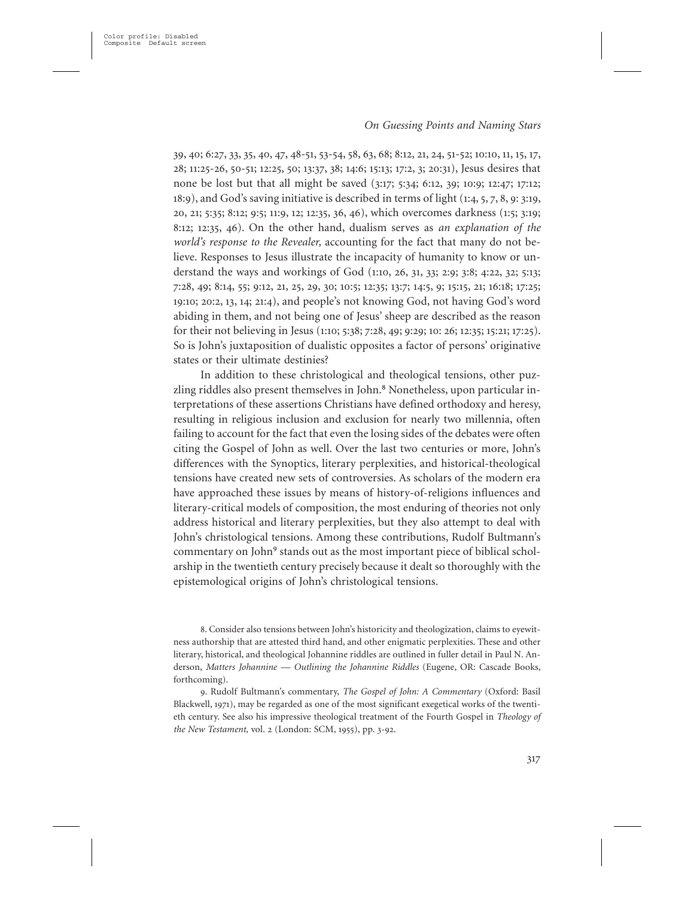39, 40; 6:27, 33, 35, 40, 47, 48-51, 53-54, 58, 63, 68; 8:12, 21, 24, 51-52; 10:10, 11, 15, 17, 28; 11:25-26, 50-51; 12:25, 50; 13:37, 38; 14:6; 15:13; 17:2, 3; 20:31), Jesus desires that none be lost but that all might be saved (3:17; 5:34; 6:12, 39; 10:9; 12:47; 17:12; 18:9), and God's saving initiative is described in terms of light (1:4, 5, 7, 8, 9: 3:19, 20, 21; 5:35; 8:12; 9:5; 11:9, 12; 12:35, 36, 46), which overcomes darkness (1:5; 3:19; 8:12; 12:35, 46). On the other hand, dualism serves as *an explanation of the world's response to the Revealer,* accounting for the fact that many do not believe. Responses to Jesus illustrate the incapacity of humanity to know or understand the ways and workings of God (1:10, 26, 31, 33; 2:9; 3:8; 4:22, 32; 5:13; 7:28, 49; 8:14, 55; 9:12, 21, 25, 29, 30; 10:5; 12:35; 13:7; 14:5, 9; 15:15, 21; 16:18; 17:25; 19:10; 20:2, 13, 14; 21:4), and people's not knowing God, not having God's word abiding in them, and not being one of Jesus' sheep are described as the reason for their not believing in Jesus (1:10; 5:38; 7:28, 49; 9:29; 10: 26; 12:35; 15:21; 17:25). So is John's juxtaposition of dualistic opposites a factor of persons' originative states or their ultimate destinies?

In addition to these christological and theological tensions, other puzzling riddles also present themselves in John.[8] Nonetheless, upon particular interpretations of these assertions Christians have defined orthodoxy and heresy, resulting in religious inclusion and exclusion for nearly two millennia, often failing to account for the fact that even the losing sides of the debates were often citing the Gospel of John as well. Over the last two centuries or more, John's differences with the Synoptics, literary perplexities, and historical-theological tensions have created new sets of controversies. As scholars of the modern era have approached these issues by means of history-of-religions influences and literary-critical models of composition, the most enduring of theories not only address historical and literary perplexities, but they also attempt to deal with John's christological tensions. Among these contributions, Rudolf Bultmann's commentary on John[9] stands out as the most important piece of biblical scholarship in the twentieth century precisely because it dealt so thoroughly with the epistemological origins of John's christological tensions.

8. Consider also tensions between John's historicity and theologization, claims to eyewitness authorship that are attested third hand, and other enigmatic perplexities. These and other literary, historical, and theological Johannine riddles are outlined in fuller detail in Paul N. Anderson, *Matters Johannine — Outlining the Johannine Riddles* (Eugene, OR: Cascade Books, forthcoming).

9. Rudolf Bultmann's commentary, *The Gospel of John: A Commentary* (Oxford: Basil Blackwell, 1971), may be regarded as one of the most significant exegetical works of the twentieth century. See also his impressive theological treatment of the Fourth Gospel in *Theology of the New Testament,* vol. 2 (London: SCM, 1955), pp. 3-92.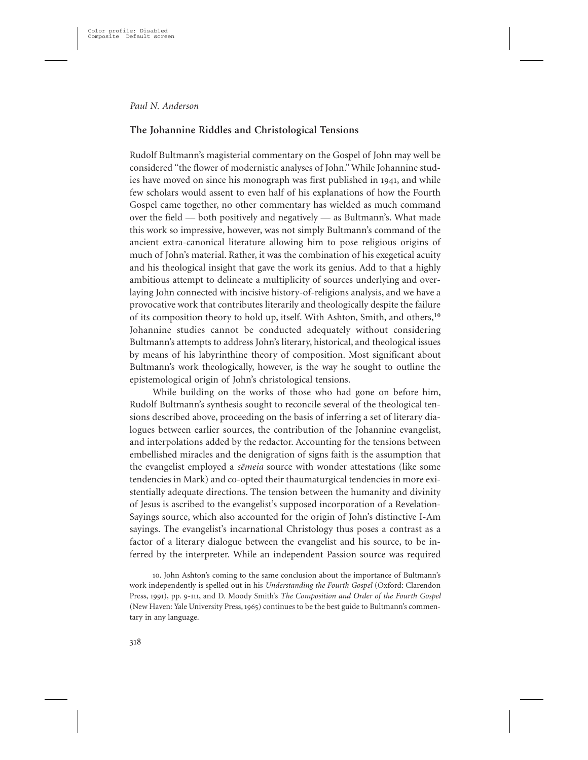## The Johannine Riddles and Christological Tensions

Rudolf Bultmann's magisterial commentary on the Gospel of John may well be considered "the flower of modernistic analyses of John." While Johannine studies have moved on since his monograph was first published in 1941, and while few scholars would assent to even half of his explanations of how the Fourth Gospel came together, no other commentary has wielded as much command over the field — both positively and negatively — as Bultmann's. What made this work so impressive, however, was not simply Bultmann's command of the ancient extra-canonical literature allowing him to pose religious origins of much of John's material. Rather, it was the combination of his exegetical acuity and his theological insight that gave the work its genius. Add to that a highly ambitious attempt to delineate a multiplicity of sources underlying and overlaying John connected with incisive history-of-religions analysis, and we have a provocative work that contributes literarily and theologically despite the failure of its composition theory to hold up, itself. With Ashton, Smith, and others,[10] Johannine studies cannot be conducted adequately without considering Bultmann's attempts to address John's literary, historical, and theological issues by means of his labyrinthine theory of composition. Most significant about Bultmann's work theologically, however, is the way he sought to outline the epistemological origin of John's christological tensions.

While building on the works of those who had gone on before him, Rudolf Bultmann's synthesis sought to reconcile several of the theological tensions described above, proceeding on the basis of inferring a set of literary dialogues between earlier sources, the contribution of the Johannine evangelist, and interpolations added by the redactor. Accounting for the tensions between embellished miracles and the denigration of signs faith is the assumption that the evangelist employed a *sēmeia* source with wonder attestations (like some tendencies in Mark) and co-opted their thaumaturgical tendencies in more existentially adequate directions. The tension between the humanity and divinity of Jesus is ascribed to the evangelist's supposed incorporation of a Revelation-Sayings source, which also accounted for the origin of John's distinctive I-Am sayings. The evangelist's incarnational Christology thus poses a contrast as a factor of a literary dialogue between the evangelist and his source, to be inferred by the interpreter. While an independent Passion source was required

10. John Ashton's coming to the same conclusion about the importance of Bultmann's work independently is spelled out in his *Understanding the Fourth Gospel* (Oxford: Clarendon Press, 1991), pp. 9-111, and D. Moody Smith's *The Composition and Order of the Fourth Gospel* (New Haven: Yale University Press, 1965) continues to be the best guide to Bultmann's commentary in any language.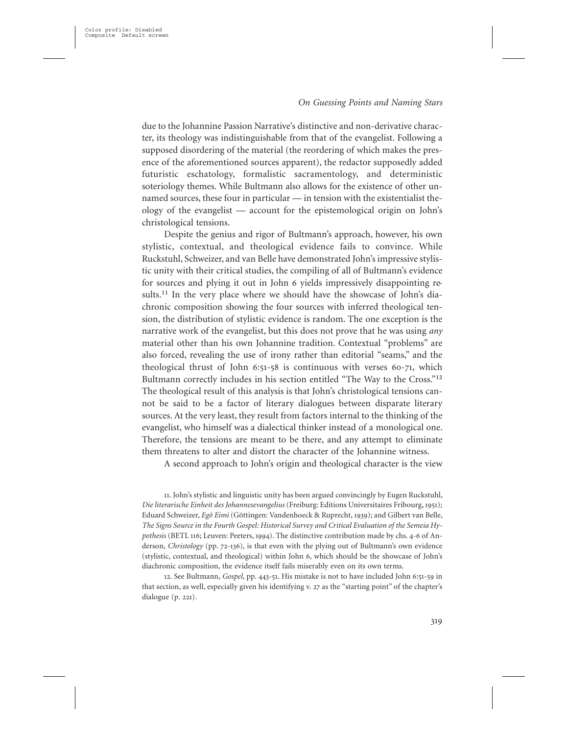due to the Johannine Passion Narrative's distinctive and non-derivative character, its theology was indistinguishable from that of the evangelist. Following a supposed disordering of the material (the reordering of which makes the presence of the aforementioned sources apparent), the redactor supposedly added futuristic eschatology, formalistic sacramentology, and deterministic soteriology themes. While Bultmann also allows for the existence of other unnamed sources, these four in particular — in tension with the existentialist theology of the evangelist — account for the epistemological origin on John's christological tensions.

Despite the genius and rigor of Bultmann's approach, however, his own stylistic, contextual, and theological evidence fails to convince. While Ruckstuhl, Schweizer, and van Belle have demonstrated John's impressive stylistic unity with their critical studies, the compiling of all of Bultmann's evidence for sources and plying it out in John 6 yields impressively disappointing results.[11] In the very place where we should have the showcase of John's diachronic composition showing the four sources with inferred theological tension, the distribution of stylistic evidence is random. The one exception is the narrative work of the evangelist, but this does not prove that he was using *any* material other than his own Johannine tradition. Contextual "problems" are also forced, revealing the use of irony rather than editorial "seams," and the theological thrust of John 6:51-58 is continuous with verses 60-71, which Bultmann correctly includes in his section entitled "The Way to the Cross."[12] The theological result of this analysis is that John's christological tensions cannot be said to be a factor of literary dialogues between disparate literary sources. At the very least, they result from factors internal to the thinking of the evangelist, who himself was a dialectical thinker instead of a monological one. Therefore, the tensions are meant to be there, and any attempt to eliminate them threatens to alter and distort the character of the Johannine witness.

A second approach to John's origin and theological character is the view

11. John's stylistic and linguistic unity has been argued convincingly by Eugen Ruckstuhl, *Die literarische Einheit des Johannesevangelius* (Freiburg: Editions Universitaires Fribourg, 1951); Eduard Schweizer, *Egō Eimi* (Göttingen: Vandenhoeck & Ruprecht, 1939); and Gilbert van Belle, *The Signs Source in the Fourth Gospel: Historical Survey and Critical Evaluation of the Semeia Hypothesis* (BETL 116; Leuven: Peeters, 1994). The distinctive contribution made by chs. 4-6 of Anderson, *Christology* (pp. 72-136), is that even with the plying out of Bultmann's own evidence (stylistic, contextual, and theological) within John 6, which should be the showcase of John's diachronic composition, the evidence itself fails miserably even on its own terms.

12. See Bultmann, *Gospel*, pp. 443-51. His mistake is not to have included John 6:51-59 in that section, as well, especially given his identifying v. 27 as the "starting point" of the chapter's dialogue (p. 221).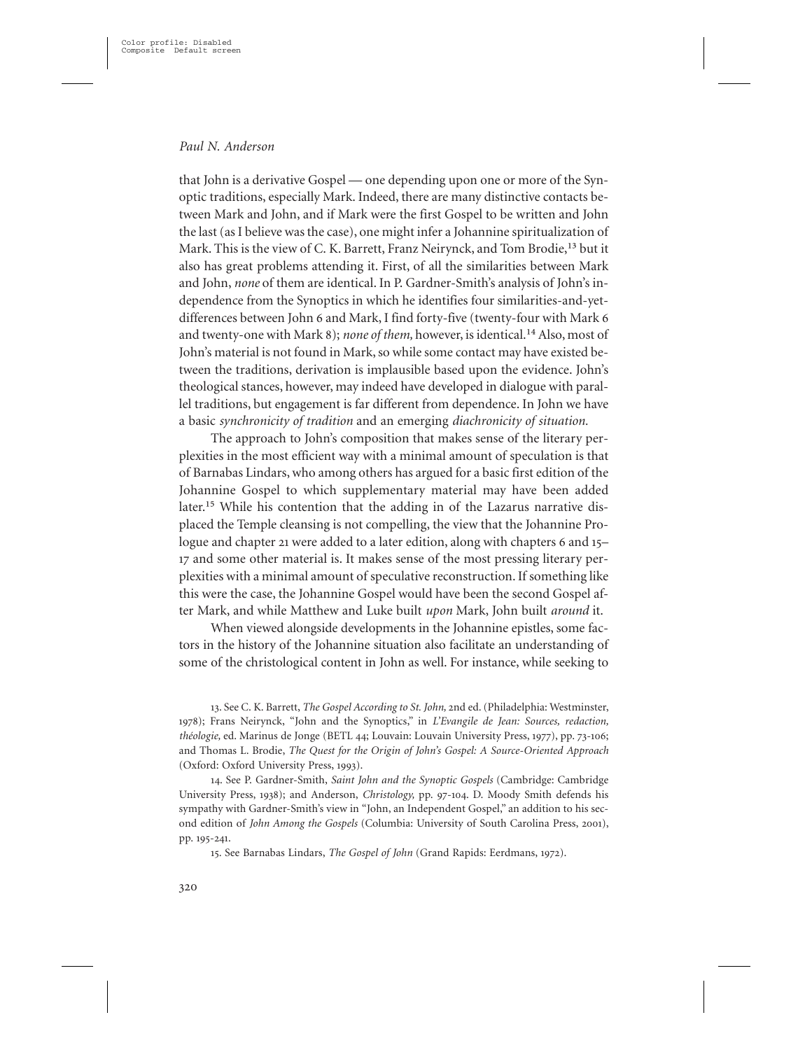that John is a derivative Gospel — one depending upon one or more of the Synoptic traditions, especially Mark. Indeed, there are many distinctive contacts between Mark and John, and if Mark were the first Gospel to be written and John the last (as I believe was the case), one might infer a Johannine spiritualization of Mark. This is the view of C. K. Barrett, Franz Neirynck, and Tom Brodie,[13] but it also has great problems attending it. First, of all the similarities between Mark and John, *none* of them are identical. In P. Gardner-Smith's analysis of John's independence from the Synoptics in which he identifies four similarities-and-yet-differences between John 6 and Mark, I find forty-five (twenty-four with Mark 6 and twenty-one with Mark 8); *none of them,* however, is identical.[14] Also, most of John's material is not found in Mark, so while some contact may have existed between the traditions, derivation is implausible based upon the evidence. John's theological stances, however, may indeed have developed in dialogue with parallel traditions, but engagement is far different from dependence. In John we have a basic *synchronicity of tradition* and an emerging *diachronicity of situation.*

The approach to John's composition that makes sense of the literary perplexities in the most efficient way with a minimal amount of speculation is that of Barnabas Lindars, who among others has argued for a basic first edition of the Johannine Gospel to which supplementary material may have been added later.[15] While his contention that the adding in of the Lazarus narrative displaced the Temple cleansing is not compelling, the view that the Johannine Prologue and chapter 21 were added to a later edition, along with chapters 6 and 15–17 and some other material is. It makes sense of the most pressing literary perplexities with a minimal amount of speculative reconstruction. If something like this were the case, the Johannine Gospel would have been the second Gospel after Mark, and while Matthew and Luke built *upon* Mark, John built *around* it.

When viewed alongside developments in the Johannine epistles, some factors in the history of the Johannine situation also facilitate an understanding of some of the christological content in John as well. For instance, while seeking to

13. See C. K. Barrett, *The Gospel According to St. John,* 2nd ed. (Philadelphia: Westminster, 1978); Frans Neirynck, "John and the Synoptics," in *L'Evangile de Jean: Sources, redaction, théologie,* ed. Marinus de Jonge (BETL 44; Louvain: Louvain University Press, 1977), pp. 73-106; and Thomas L. Brodie, *The Quest for the Origin of John's Gospel: A Source-Oriented Approach* (Oxford: Oxford University Press, 1993).

14. See P. Gardner-Smith, *Saint John and the Synoptic Gospels* (Cambridge: Cambridge University Press, 1938); and Anderson, *Christology,* pp. 97-104. D. Moody Smith defends his sympathy with Gardner-Smith's view in "John, an Independent Gospel," an addition to his second edition of *John Among the Gospels* (Columbia: University of South Carolina Press, 2001), pp. 195-241.

15. See Barnabas Lindars, *The Gospel of John* (Grand Rapids: Eerdmans, 1972).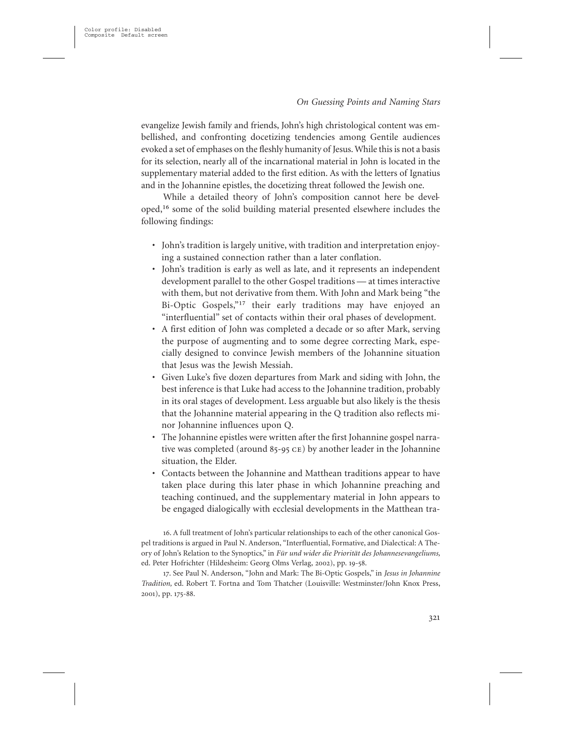evangelize Jewish family and friends, John's high christological content was embellished, and confronting docetizing tendencies among Gentile audiences evoked a set of emphases on the fleshly humanity of Jesus. While this is not a basis for its selection, nearly all of the incarnational material in John is located in the supplementary material added to the first edition. As with the letters of Ignatius and in the Johannine epistles, the docetizing threat followed the Jewish one.

While a detailed theory of John's composition cannot here be developed,[16] some of the solid building material presented elsewhere includes the following findings:

- John's tradition is largely unitive, with tradition and interpretation enjoying a sustained connection rather than a later conflation.
- John's tradition is early as well as late, and it represents an independent development parallel to the other Gospel traditions — at times interactive with them, but not derivative from them. With John and Mark being "the Bi-Optic Gospels,"[17] their early traditions may have enjoyed an "interfluential" set of contacts within their oral phases of development.
- A first edition of John was completed a decade or so after Mark, serving the purpose of augmenting and to some degree correcting Mark, especially designed to convince Jewish members of the Johannine situation that Jesus was the Jewish Messiah.
- Given Luke's five dozen departures from Mark and siding with John, the best inference is that Luke had access to the Johannine tradition, probably in its oral stages of development. Less arguable but also likely is the thesis that the Johannine material appearing in the Q tradition also reflects minor Johannine influences upon Q.
- The Johannine epistles were written after the first Johannine gospel narrative was completed (around 85-95 CE) by another leader in the Johannine situation, the Elder.
- Contacts between the Johannine and Matthean traditions appear to have taken place during this later phase in which Johannine preaching and teaching continued, and the supplementary material in John appears to be engaged dialogically with ecclesial developments in the Matthean tra-

16. A full treatment of John's particular relationships to each of the other canonical Gospel traditions is argued in Paul N. Anderson, "Interfluential, Formative, and Dialectical: A Theory of John's Relation to the Synoptics," in *Für und wider die Priorität des Johannesevangeliums,* ed. Peter Hofrichter (Hildesheim: Georg Olms Verlag, 2002), pp. 19-58.

17. See Paul N. Anderson, "John and Mark: The Bi-Optic Gospels," in *Jesus in Johannine Tradition,* ed. Robert T. Fortna and Tom Thatcher (Louisville: Westminster/John Knox Press, 2001), pp. 175-88.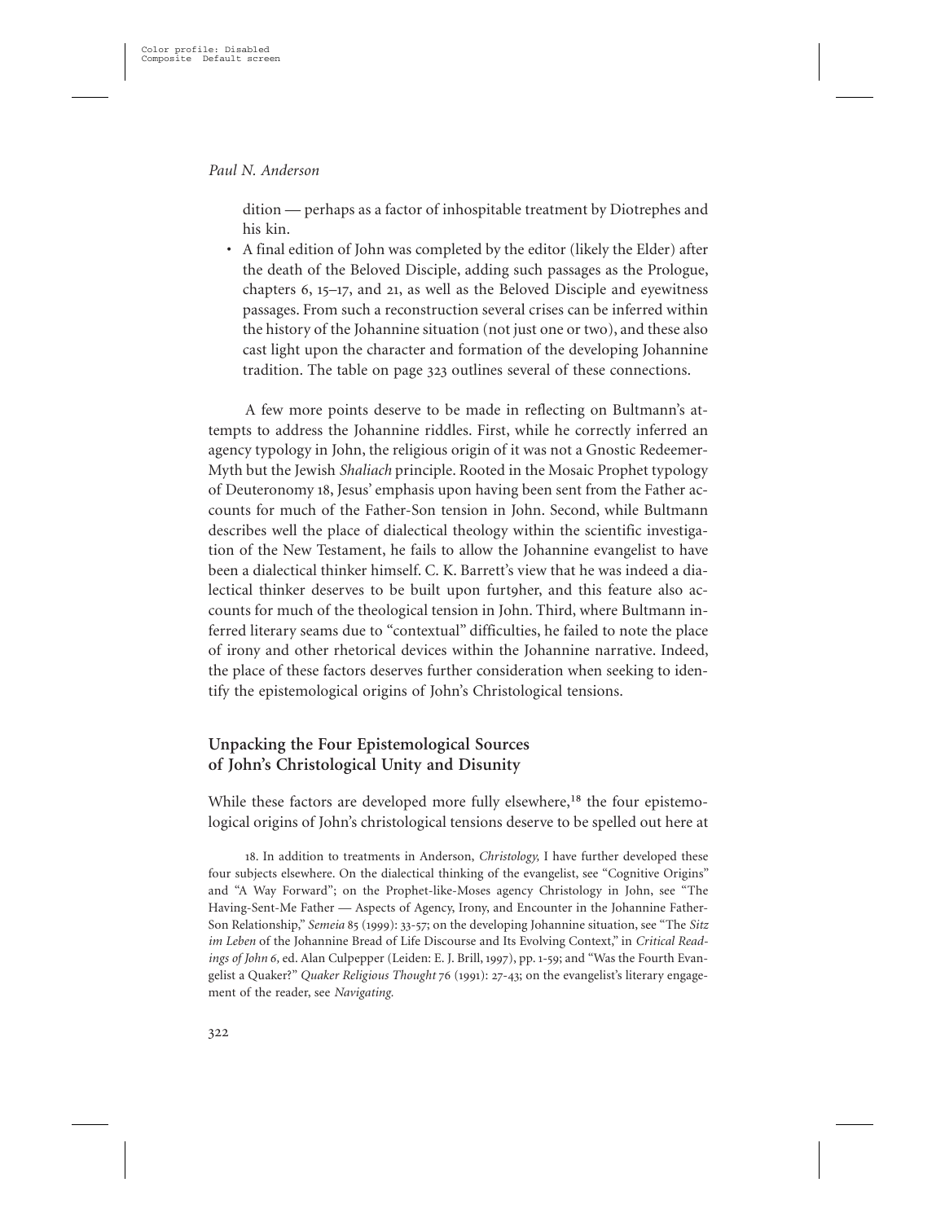dition — perhaps as a factor of inhospitable treatment by Diotrephes and his kin.

- A final edition of John was completed by the editor (likely the Elder) after the death of the Beloved Disciple, adding such passages as the Prologue, chapters 6, 15–17, and 21, as well as the Beloved Disciple and eyewitness passages. From such a reconstruction several crises can be inferred within the history of the Johannine situation (not just one or two), and these also cast light upon the character and formation of the developing Johannine tradition. The table on page 323 outlines several of these connections.

A few more points deserve to be made in reflecting on Bultmann's attempts to address the Johannine riddles. First, while he correctly inferred an agency typology in John, the religious origin of it was not a Gnostic Redeemer-Myth but the Jewish *Shaliach* principle. Rooted in the Mosaic Prophet typology of Deuteronomy 18, Jesus' emphasis upon having been sent from the Father accounts for much of the Father-Son tension in John. Second, while Bultmann describes well the place of dialectical theology within the scientific investigation of the New Testament, he fails to allow the Johannine evangelist to have been a dialectical thinker himself. C. K. Barrett's view that he was indeed a dialectical thinker deserves to be built upon furt9her, and this feature also accounts for much of the theological tension in John. Third, where Bultmann inferred literary seams due to "contextual" difficulties, he failed to note the place of irony and other rhetorical devices within the Johannine narrative. Indeed, the place of these factors deserves further consideration when seeking to identify the epistemological origins of John's Christological tensions.

## Unpacking the Four Epistemological Sources of John's Christological Unity and Disunity

While these factors are developed more fully elsewhere,[18] the four epistemological origins of John's christological tensions deserve to be spelled out here at

18. In addition to treatments in Anderson, *Christology,* I have further developed these four subjects elsewhere. On the dialectical thinking of the evangelist, see "Cognitive Origins" and "A Way Forward"; on the Prophet-like-Moses agency Christology in John, see "The Having-Sent-Me Father — Aspects of Agency, Irony, and Encounter in the Johannine Father-Son Relationship," *Semeia* 85 (1999): 33-57; on the developing Johannine situation, see "The *Sitz im Leben* of the Johannine Bread of Life Discourse and Its Evolving Context," in *Critical Readings of John 6,* ed. Alan Culpepper (Leiden: E. J. Brill, 1997), pp. 1-59; and "Was the Fourth Evangelist a Quaker?" *Quaker Religious Thought* 76 (1991): 27-43; on the evangelist's literary engagement of the reader, see *Navigating.*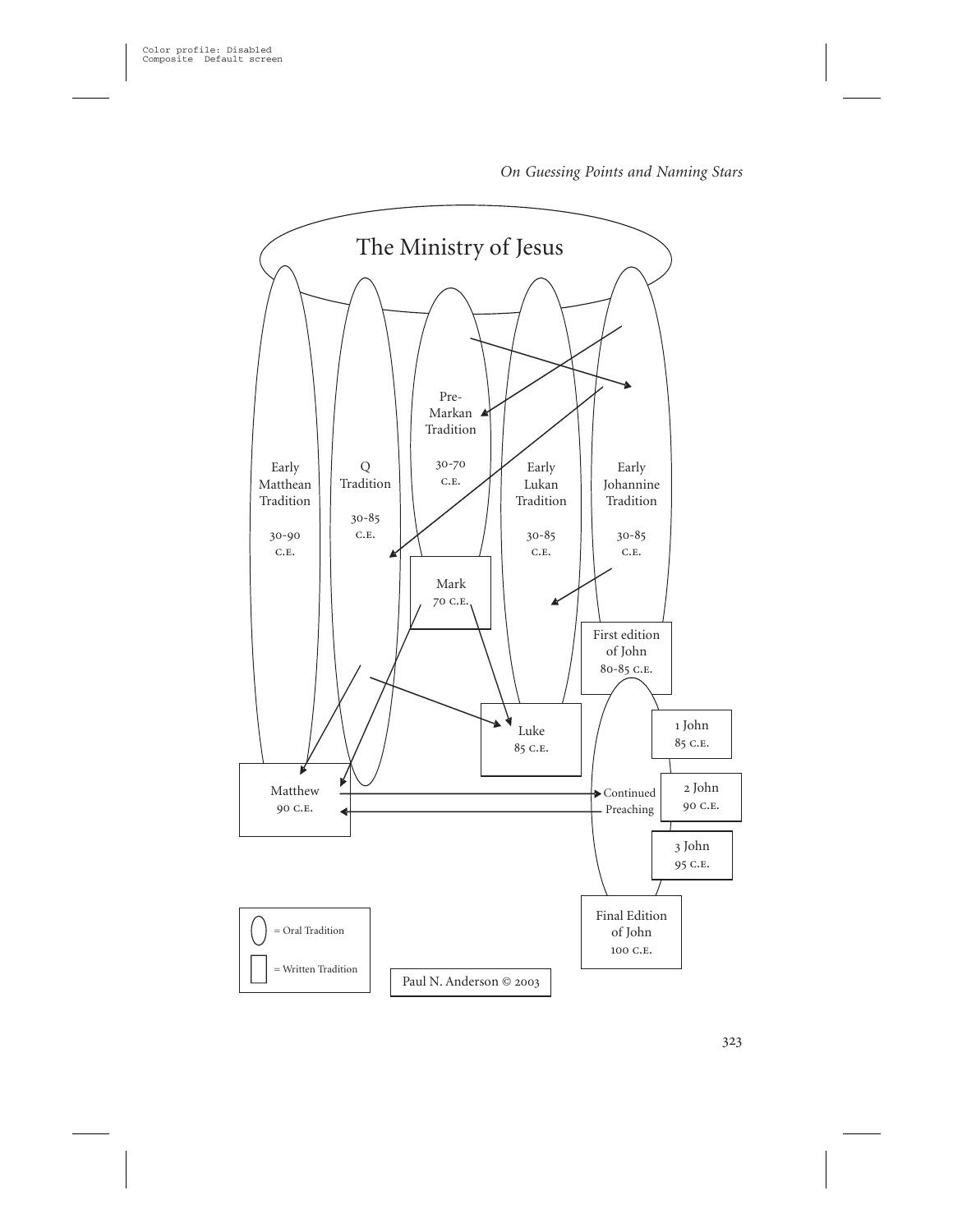The Ministry of Jesus

Early Matthean Tradition

30-90 C.E.

Q Tradition

30-85 C.E.

Pre-Markan Tradition

30-70 C.E.

Early Lukan Tradition

30-85 C.E.

Early Johannine Tradition

30-85 C.E.

Mark

70 C.E.

First edition of John

80-85 C.E.

Luke

85 C.E.

1 John

85 C.E.

Matthew

90 C.E.

Continued Preaching

2 John

90 C.E.

3 John

95 C.E.

Final Edition of John

100 C.E.

= Oral Tradition

= Written Tradition

Paul N. Anderson © 2003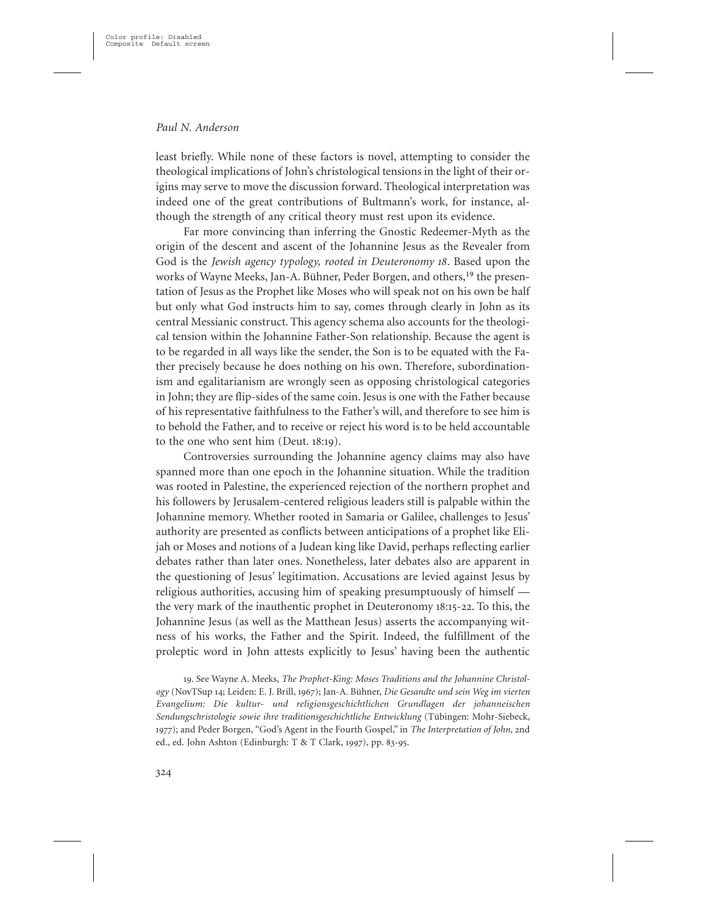least briefly. While none of these factors is novel, attempting to consider the theological implications of John's christological tensions in the light of their origins may serve to move the discussion forward. Theological interpretation was indeed one of the great contributions of Bultmann's work, for instance, although the strength of any critical theory must rest upon its evidence.

Far more convincing than inferring the Gnostic Redeemer-Myth as the origin of the descent and ascent of the Johannine Jesus as the Revealer from God is the *Jewish agency typology, rooted in Deuteronomy 18.* Based upon the works of Wayne Meeks, Jan-A. Bühner, Peder Borgen, and others,[19] the presentation of Jesus as the Prophet like Moses who will speak not on his own be half but only what God instructs him to say, comes through clearly in John as its central Messianic construct. This agency schema also accounts for the theological tension within the Johannine Father-Son relationship. Because the agent is to be regarded in all ways like the sender, the Son is to be equated with the Father precisely because he does nothing on his own. Therefore, subordinationism and egalitarianism are wrongly seen as opposing christological categories in John; they are flip-sides of the same coin. Jesus is one with the Father because of his representative faithfulness to the Father's will, and therefore to see him is to behold the Father, and to receive or reject his word is to be held accountable to the one who sent him (Deut. 18:19).

Controversies surrounding the Johannine agency claims may also have spanned more than one epoch in the Johannine situation. While the tradition was rooted in Palestine, the experienced rejection of the northern prophet and his followers by Jerusalem-centered religious leaders still is palpable within the Johannine memory. Whether rooted in Samaria or Galilee, challenges to Jesus' authority are presented as conflicts between anticipations of a prophet like Elijah or Moses and notions of a Judean king like David, perhaps reflecting earlier debates rather than later ones. Nonetheless, later debates also are apparent in the questioning of Jesus' legitimation. Accusations are levied against Jesus by religious authorities, accusing him of speaking presumptuously of himself — the very mark of the inauthentic prophet in Deuteronomy 18:15-22. To this, the Johannine Jesus (as well as the Matthean Jesus) asserts the accompanying witness of his works, the Father and the Spirit. Indeed, the fulfillment of the proleptic word in John attests explicitly to Jesus' having been the authentic

19. See Wayne A. Meeks, *The Prophet-King: Moses Traditions and the Johannine Christology* (NovTSup 14; Leiden: E. J. Brill, 1967); Jan-A. Bühner, *Die Gesandte und sein Weg im vierten Evangelium: Die kultur- und religionsgeschichtlichen Grundlagen der johanneischen Sendungschristologie sowie ihre traditionsgeschichtliche Entwicklung* (Tübingen: Mohr-Siebeck, 1977); and Peder Borgen, "God's Agent in the Fourth Gospel," in *The Interpretation of John,* 2nd ed., ed. John Ashton (Edinburgh: T & T Clark, 1997), pp. 83-95.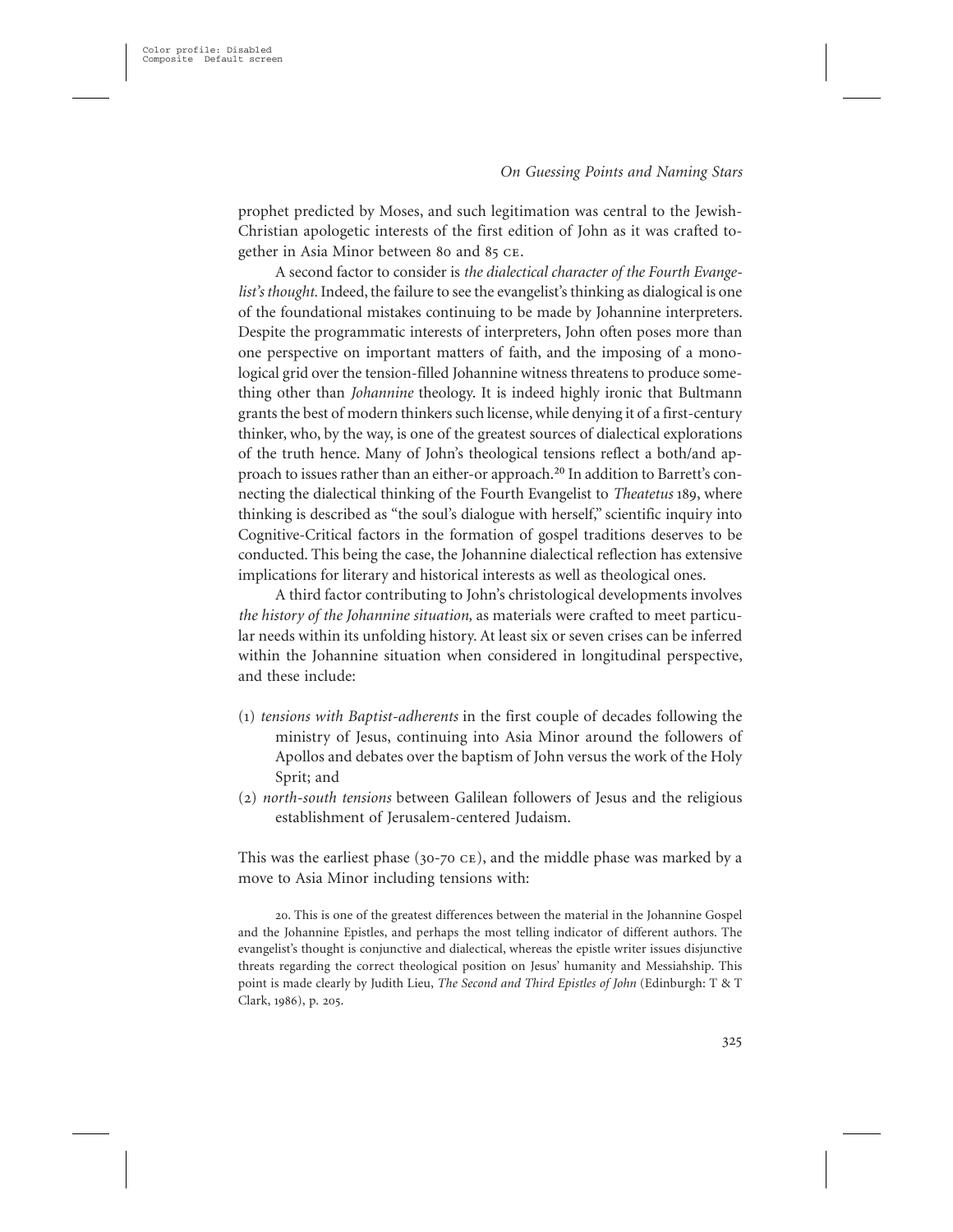prophet predicted by Moses, and such legitimation was central to the Jewish-Christian apologetic interests of the first edition of John as it was crafted together in Asia Minor between 80 and 85 CE.

A second factor to consider is *the dialectical character of the Fourth Evangelist's thought.* Indeed, the failure to see the evangelist's thinking as dialogical is one of the foundational mistakes continuing to be made by Johannine interpreters. Despite the programmatic interests of interpreters, John often poses more than one perspective on important matters of faith, and the imposing of a monological grid over the tension-filled Johannine witness threatens to produce something other than *Johannine* theology. It is indeed highly ironic that Bultmann grants the best of modern thinkers such license, while denying it of a first-century thinker, who, by the way, is one of the greatest sources of dialectical explorations of the truth hence. Many of John's theological tensions reflect a both/and approach to issues rather than an either-or approach.[20] In addition to Barrett's connecting the dialectical thinking of the Fourth Evangelist to *Theatetus* 189, where thinking is described as "the soul's dialogue with herself," scientific inquiry into Cognitive-Critical factors in the formation of gospel traditions deserves to be conducted. This being the case, the Johannine dialectical reflection has extensive implications for literary and historical interests as well as theological ones.

A third factor contributing to John's christological developments involves *the history of the Johannine situation,* as materials were crafted to meet particular needs within its unfolding history. At least six or seven crises can be inferred within the Johannine situation when considered in longitudinal perspective, and these include:

(1) *tensions with Baptist-adherents* in the first couple of decades following the ministry of Jesus, continuing into Asia Minor around the followers of Apollos and debates over the baptism of John versus the work of the Holy Sprit; and
(2) *north-south tensions* between Galilean followers of Jesus and the religious establishment of Jerusalem-centered Judaism.

This was the earliest phase (30-70 CE), and the middle phase was marked by a move to Asia Minor including tensions with:

20. This is one of the greatest differences between the material in the Johannine Gospel and the Johannine Epistles, and perhaps the most telling indicator of different authors. The evangelist's thought is conjunctive and dialectical, whereas the epistle writer issues disjunctive threats regarding the correct theological position on Jesus' humanity and Messiahship. This point is made clearly by Judith Lieu, *The Second and Third Epistles of John* (Edinburgh: T & T Clark, 1986), p. 205.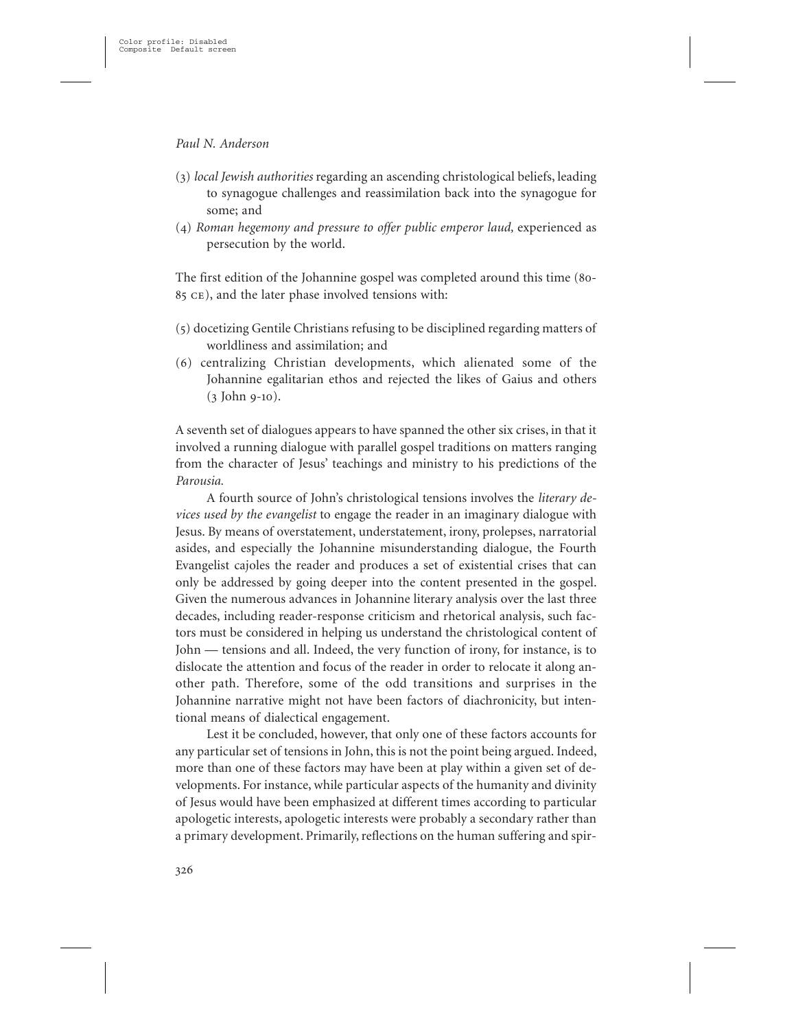(3) *local Jewish authorities* regarding an ascending christological beliefs, leading to synagogue challenges and reassimilation back into the synagogue for some; and

(4) *Roman hegemony and pressure to offer public emperor laud,* experienced as persecution by the world.

The first edition of the Johannine gospel was completed around this time (80-85 CE), and the later phase involved tensions with:

(5) docetizing Gentile Christians refusing to be disciplined regarding matters of worldliness and assimilation; and

(6) centralizing Christian developments, which alienated some of the Johannine egalitarian ethos and rejected the likes of Gaius and others (3 John 9-10).

A seventh set of dialogues appears to have spanned the other six crises, in that it involved a running dialogue with parallel gospel traditions on matters ranging from the character of Jesus' teachings and ministry to his predictions of the *Parousia.*

A fourth source of John's christological tensions involves the *literary devices used by the evangelist* to engage the reader in an imaginary dialogue with Jesus. By means of overstatement, understatement, irony, prolepses, narratorial asides, and especially the Johannine misunderstanding dialogue, the Fourth Evangelist cajoles the reader and produces a set of existential crises that can only be addressed by going deeper into the content presented in the gospel. Given the numerous advances in Johannine literary analysis over the last three decades, including reader-response criticism and rhetorical analysis, such factors must be considered in helping us understand the christological content of John — tensions and all. Indeed, the very function of irony, for instance, is to dislocate the attention and focus of the reader in order to relocate it along another path. Therefore, some of the odd transitions and surprises in the Johannine narrative might not have been factors of diachronicity, but intentional means of dialectical engagement.

Lest it be concluded, however, that only one of these factors accounts for any particular set of tensions in John, this is not the point being argued. Indeed, more than one of these factors may have been at play within a given set of developments. For instance, while particular aspects of the humanity and divinity of Jesus would have been emphasized at different times according to particular apologetic interests, apologetic interests were probably a secondary rather than a primary development. Primarily, reflections on the human suffering and spir-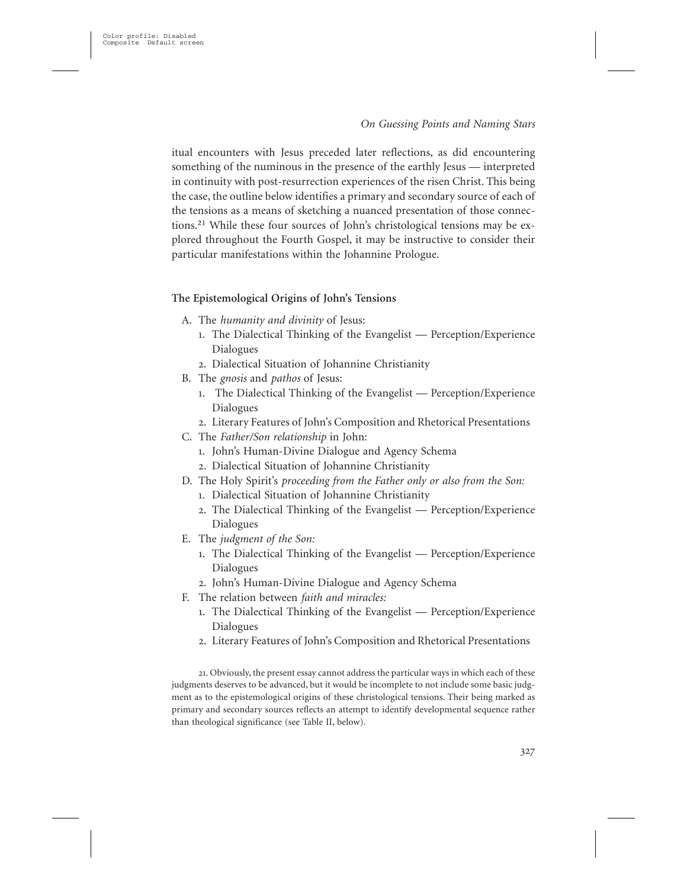itual encounters with Jesus preceded later reflections, as did encountering something of the numinous in the presence of the earthly Jesus — interpreted in continuity with post-resurrection experiences of the risen Christ. This being the case, the outline below identifies a primary and secondary source of each of the tensions as a means of sketching a nuanced presentation of those connections.[21] While these four sources of John's christological tensions may be explored throughout the Fourth Gospel, it may be instructive to consider their particular manifestations within the Johannine Prologue.

### The Epistemological Origins of John's Tensions

- A. The *humanity and divinity* of Jesus:
  1. The Dialectical Thinking of the Evangelist — Perception/Experience Dialogues
  2. Dialectical Situation of Johannine Christianity
- B. The *gnosis* and *pathos* of Jesus:
  1. The Dialectical Thinking of the Evangelist — Perception/Experience Dialogues
  2. Literary Features of John's Composition and Rhetorical Presentations
- C. The *Father/Son relationship* in John:
  1. John's Human-Divine Dialogue and Agency Schema
  2. Dialectical Situation of Johannine Christianity
- D. The Holy Spirit's *proceeding from the Father only or also from the Son:*
  1. Dialectical Situation of Johannine Christianity
  2. The Dialectical Thinking of the Evangelist — Perception/Experience Dialogues
- E. The *judgment of the Son:*
  1. The Dialectical Thinking of the Evangelist — Perception/Experience Dialogues
  2. John's Human-Divine Dialogue and Agency Schema
- F. The relation between *faith and miracles:*
  1. The Dialectical Thinking of the Evangelist — Perception/Experience Dialogues
  2. Literary Features of John's Composition and Rhetorical Presentations

21. Obviously, the present essay cannot address the particular ways in which each of these judgments deserves to be advanced, but it would be incomplete to not include some basic judgment as to the epistemological origins of these christological tensions. Their being marked as primary and secondary sources reflects an attempt to identify developmental sequence rather than theological significance (see Table II, below).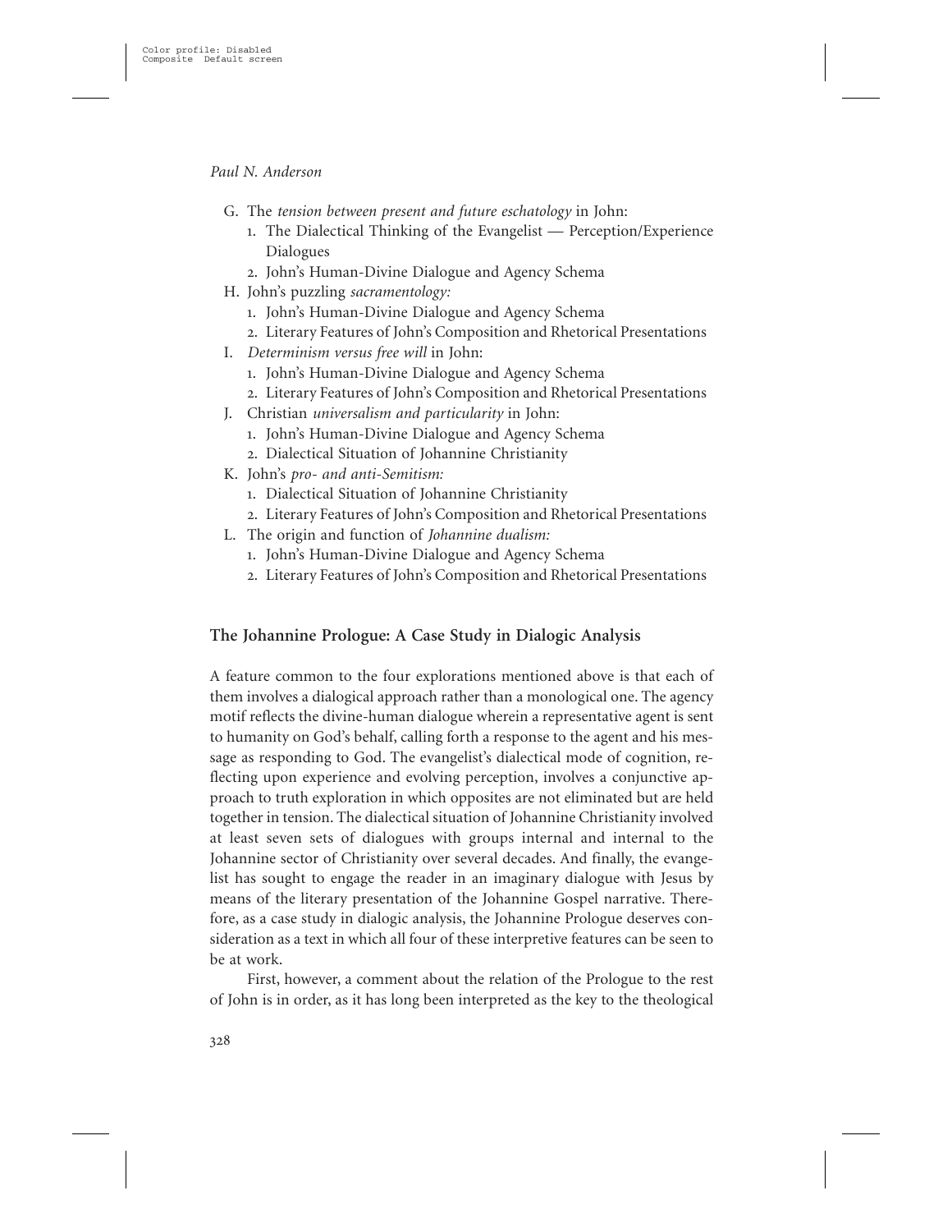G. The *tension between present and future eschatology* in John:
   1. The Dialectical Thinking of the Evangelist — Perception/Experience Dialogues
   2. John's Human-Divine Dialogue and Agency Schema
H. John's puzzling *sacramentology:*
   1. John's Human-Divine Dialogue and Agency Schema
   2. Literary Features of John's Composition and Rhetorical Presentations
I. *Determinism versus free will* in John:
   1. John's Human-Divine Dialogue and Agency Schema
   2. Literary Features of John's Composition and Rhetorical Presentations
J. Christian *universalism and particularity* in John:
   1. John's Human-Divine Dialogue and Agency Schema
   2. Dialectical Situation of Johannine Christianity
K. John's *pro- and anti-Semitism:*
   1. Dialectical Situation of Johannine Christianity
   2. Literary Features of John's Composition and Rhetorical Presentations
L. The origin and function of *Johannine dualism:*
   1. John's Human-Divine Dialogue and Agency Schema
   2. Literary Features of John's Composition and Rhetorical Presentations

## The Johannine Prologue: A Case Study in Dialogic Analysis

A feature common to the four explorations mentioned above is that each of them involves a dialogical approach rather than a monological one. The agency motif reflects the divine-human dialogue wherein a representative agent is sent to humanity on God's behalf, calling forth a response to the agent and his message as responding to God. The evangelist's dialectical mode of cognition, reflecting upon experience and evolving perception, involves a conjunctive approach to truth exploration in which opposites are not eliminated but are held together in tension. The dialectical situation of Johannine Christianity involved at least seven sets of dialogues with groups internal and internal to the Johannine sector of Christianity over several decades. And finally, the evangelist has sought to engage the reader in an imaginary dialogue with Jesus by means of the literary presentation of the Johannine Gospel narrative. Therefore, as a case study in dialogic analysis, the Johannine Prologue deserves consideration as a text in which all four of these interpretive features can be seen to be at work.

First, however, a comment about the relation of the Prologue to the rest of John is in order, as it has long been interpreted as the key to the theological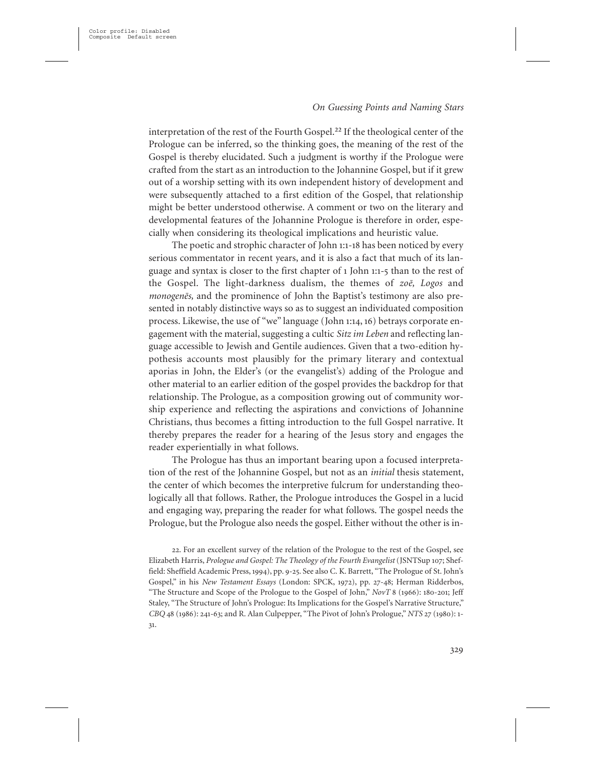interpretation of the rest of the Fourth Gospel.[22] If the theological center of the Prologue can be inferred, so the thinking goes, the meaning of the rest of the Gospel is thereby elucidated. Such a judgment is worthy if the Prologue were crafted from the start as an introduction to the Johannine Gospel, but if it grew out of a worship setting with its own independent history of development and were subsequently attached to a first edition of the Gospel, that relationship might be better understood otherwise. A comment or two on the literary and developmental features of the Johannine Prologue is therefore in order, especially when considering its theological implications and heuristic value.

The poetic and strophic character of John 1:1-18 has been noticed by every serious commentator in recent years, and it is also a fact that much of its language and syntax is closer to the first chapter of 1 John 1:1-5 than to the rest of the Gospel. The light-darkness dualism, the themes of *zoē, Logos* and *monogenēs,* and the prominence of John the Baptist's testimony are also presented in notably distinctive ways so as to suggest an individuated composition process. Likewise, the use of "we" language (John 1:14, 16) betrays corporate engagement with the material, suggesting a cultic *Sitz im Leben* and reflecting language accessible to Jewish and Gentile audiences. Given that a two-edition hypothesis accounts most plausibly for the primary literary and contextual aporias in John, the Elder's (or the evangelist's) adding of the Prologue and other material to an earlier edition of the gospel provides the backdrop for that relationship. The Prologue, as a composition growing out of community worship experience and reflecting the aspirations and convictions of Johannine Christians, thus becomes a fitting introduction to the full Gospel narrative. It thereby prepares the reader for a hearing of the Jesus story and engages the reader experientially in what follows.

The Prologue has thus an important bearing upon a focused interpretation of the rest of the Johannine Gospel, but not as an *initial* thesis statement, the center of which becomes the interpretive fulcrum for understanding theologically all that follows. Rather, the Prologue introduces the Gospel in a lucid and engaging way, preparing the reader for what follows. The gospel needs the Prologue, but the Prologue also needs the gospel. Either without the other is in-

22. For an excellent survey of the relation of the Prologue to the rest of the Gospel, see Elizabeth Harris, *Prologue and Gospel: The Theology of the Fourth Evangelist* (JSNTSup 107; Sheffield: Sheffield Academic Press, 1994), pp. 9-25. See also C. K. Barrett, "The Prologue of St. John's Gospel," in his *New Testament Essays* (London: SPCK, 1972), pp. 27-48; Herman Ridderbos, "The Structure and Scope of the Prologue to the Gospel of John," *NovT* 8 (1966): 180-201; Jeff Staley, "The Structure of John's Prologue: Its Implications for the Gospel's Narrative Structure," *CBQ* 48 (1986): 241-63; and R. Alan Culpepper, "The Pivot of John's Prologue," *NTS* 27 (1980): 1-31.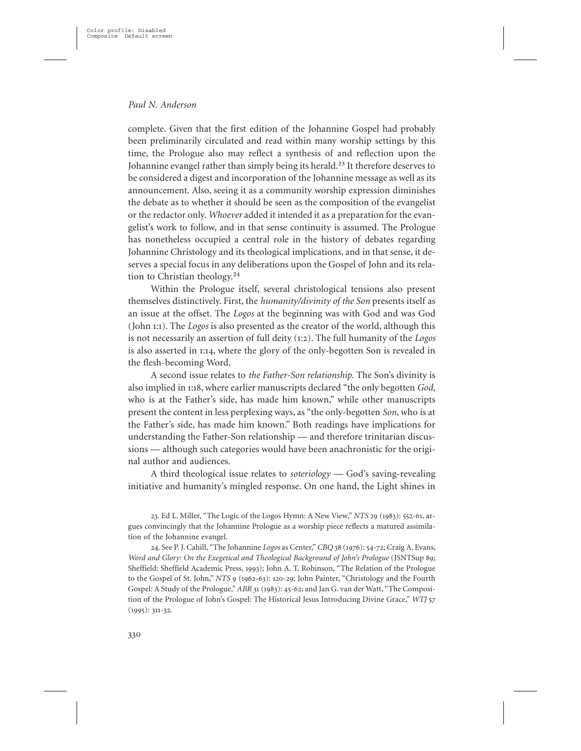complete. Given that the first edition of the Johannine Gospel had probably been preliminarily circulated and read within many worship settings by this time, the Prologue also may reflect a synthesis of and reflection upon the Johannine evangel rather than simply being its herald.[23] It therefore deserves to be considered a digest and incorporation of the Johannine message as well as its announcement. Also, seeing it as a community worship expression diminishes the debate as to whether it should be seen as the composition of the evangelist or the redactor only. *Whoever* added it intended it as a preparation for the evangelist's work to follow, and in that sense continuity is assumed. The Prologue has nonetheless occupied a central role in the history of debates regarding Johannine Christology and its theological implications, and in that sense, it deserves a special focus in any deliberations upon the Gospel of John and its relation to Christian theology.[24]

Within the Prologue itself, several christological tensions also present themselves distinctively. First, the *humanity/divinity of the Son* presents itself as an issue at the offset. The *Logos* at the beginning was with God and was God (John 1:1). The *Logos* is also presented as the creator of the world, although this is not necessarily an assertion of full deity (1:2). The full humanity of the *Logos* is also asserted in 1:14, where the glory of the only-begotten Son is revealed in the flesh-becoming Word.

A second issue relates to *the Father-Son relationship.* The Son's divinity is also implied in 1:18, where earlier manuscripts declared "the only begotten *God,* who is at the Father's side, has made him known," while other manuscripts present the content in less perplexing ways, as "the only-begotten *Son,* who is at the Father's side, has made him known." Both readings have implications for understanding the Father-Son relationship — and therefore trinitarian discussions — although such categories would have been anachronistic for the original author and audiences.

A third theological issue relates to *soteriology* — God's saving-revealing initiative and humanity's mingled response. On one hand, the Light shines in

23. Ed L. Miller, "The Logic of the Logos Hymn: A New View," *NTS* 29 (1983): 552-61, argues convincingly that the Johannine Prologue as a worship piece reflects a matured assimilation of the Johannine evangel.

24. See P. J. Cahill, "The Johannine *Logos* as Center," *CBQ* 38 (1976): 54-72; Craig A. Evans, *Word and Glory: On the Exegetical and Theological Background of John's Prologue* (JSNTSup 89; Sheffield: Sheffield Academic Press, 1993); John A. T. Robinson, "The Relation of the Prologue to the Gospel of St. John," *NTS* 9 (1962-63): 120-29; John Painter, "Christology and the Fourth Gospel: A Study of the Prologue," *ABR* 31 (1983): 45-62; and Jan G. van der Watt, "The Composition of the Prologue of John's Gospel: The Historical Jesus Introducing Divine Grace," *WTJ* 57 (1995): 311-32.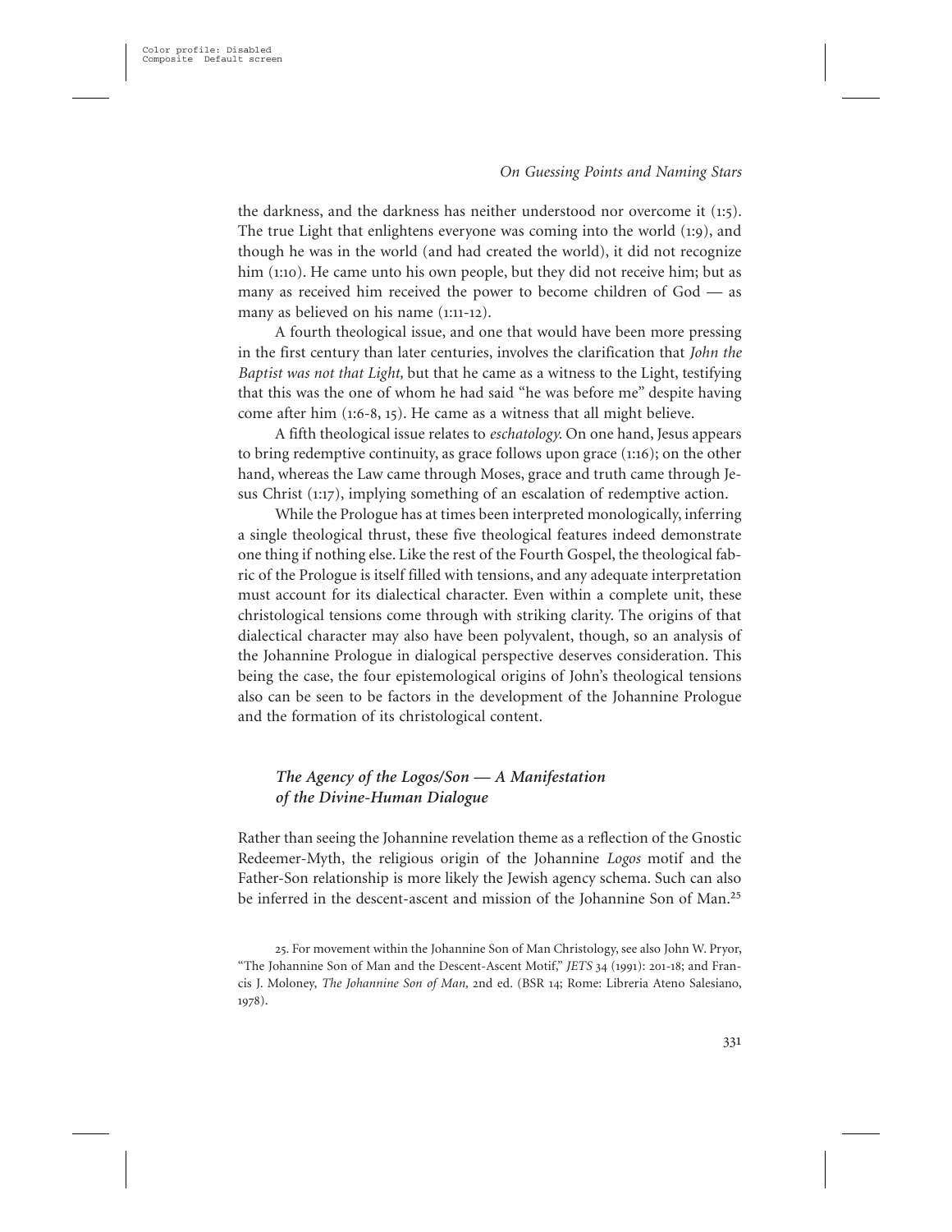the darkness, and the darkness has neither understood nor overcome it (1:5). The true Light that enlightens everyone was coming into the world (1:9), and though he was in the world (and had created the world), it did not recognize him (1:10). He came unto his own people, but they did not receive him; but as many as received him received the power to become children of God — as many as believed on his name (1:11-12).

A fourth theological issue, and one that would have been more pressing in the first century than later centuries, involves the clarification that *John the Baptist was not that Light,* but that he came as a witness to the Light, testifying that this was the one of whom he had said "he was before me" despite having come after him (1:6-8, 15). He came as a witness that all might believe.

A fifth theological issue relates to *eschatology.* On one hand, Jesus appears to bring redemptive continuity, as grace follows upon grace (1:16); on the other hand, whereas the Law came through Moses, grace and truth came through Jesus Christ (1:17), implying something of an escalation of redemptive action.

While the Prologue has at times been interpreted monologically, inferring a single theological thrust, these five theological features indeed demonstrate one thing if nothing else. Like the rest of the Fourth Gospel, the theological fabric of the Prologue is itself filled with tensions, and any adequate interpretation must account for its dialectical character. Even within a complete unit, these christological tensions come through with striking clarity. The origins of that dialectical character may also have been polyvalent, though, so an analysis of the Johannine Prologue in dialogical perspective deserves consideration. This being the case, the four epistemological origins of John's theological tensions also can be seen to be factors in the development of the Johannine Prologue and the formation of its christological content.

### *The Agency of the Logos/Son — A Manifestation of the Divine-Human Dialogue*

Rather than seeing the Johannine revelation theme as a reflection of the Gnostic Redeemer-Myth, the religious origin of the Johannine *Logos* motif and the Father-Son relationship is more likely the Jewish agency schema. Such can also be inferred in the descent-ascent and mission of the Johannine Son of Man.[25]

25. For movement within the Johannine Son of Man Christology, see also John W. Pryor, "The Johannine Son of Man and the Descent-Ascent Motif," *JETS* 34 (1991): 201-18; and Francis J. Moloney, *The Johannine Son of Man,* 2nd ed. (BSR 14; Rome: Libreria Ateno Salesiano, 1978).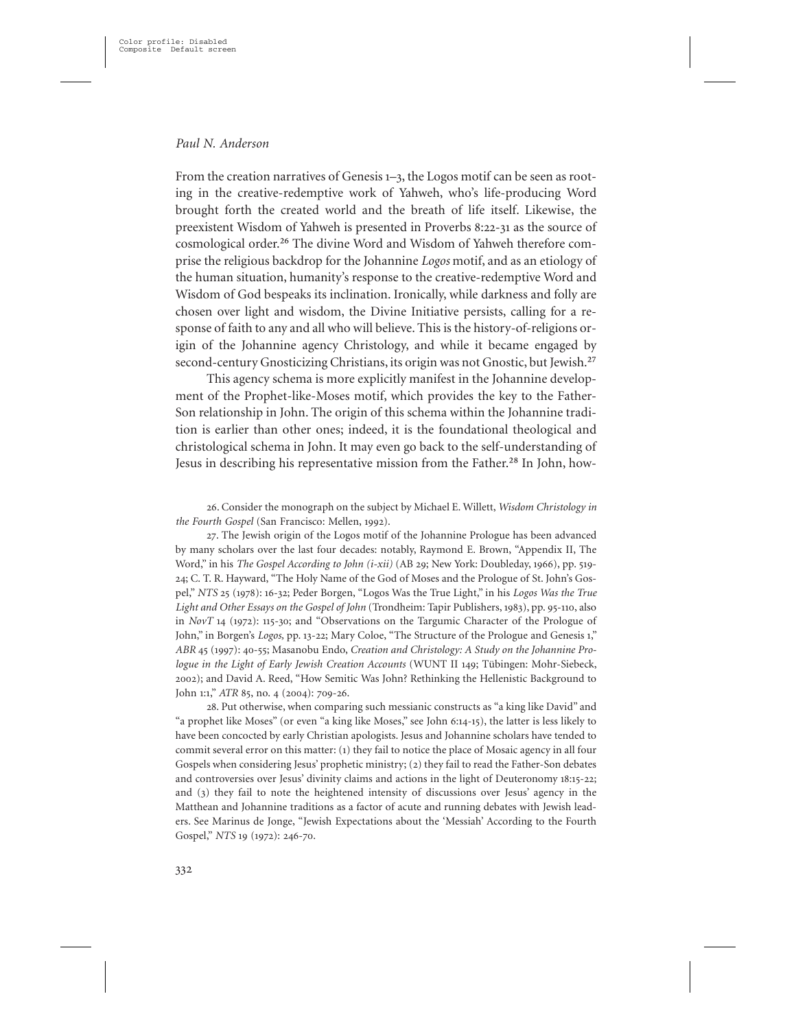From the creation narratives of Genesis 1–3, the Logos motif can be seen as rooting in the creative-redemptive work of Yahweh, who's life-producing Word brought forth the created world and the breath of life itself. Likewise, the preexistent Wisdom of Yahweh is presented in Proverbs 8:22-31 as the source of cosmological order.[26] The divine Word and Wisdom of Yahweh therefore comprise the religious backdrop for the Johannine *Logos* motif, and as an etiology of the human situation, humanity's response to the creative-redemptive Word and Wisdom of God bespeaks its inclination. Ironically, while darkness and folly are chosen over light and wisdom, the Divine Initiative persists, calling for a response of faith to any and all who will believe. This is the history-of-religions origin of the Johannine agency Christology, and while it became engaged by second-century Gnosticizing Christians, its origin was not Gnostic, but Jewish.[27]

This agency schema is more explicitly manifest in the Johannine development of the Prophet-like-Moses motif, which provides the key to the Father-Son relationship in John. The origin of this schema within the Johannine tradition is earlier than other ones; indeed, it is the foundational theological and christological schema in John. It may even go back to the self-understanding of Jesus in describing his representative mission from the Father.[28] In John, how-

26. Consider the monograph on the subject by Michael E. Willett, *Wisdom Christology in the Fourth Gospel* (San Francisco: Mellen, 1992).

27. The Jewish origin of the Logos motif of the Johannine Prologue has been advanced by many scholars over the last four decades: notably, Raymond E. Brown, "Appendix II, The Word," in his *The Gospel According to John (i-xii)* (AB 29; New York: Doubleday, 1966), pp. 519-24; C. T. R. Hayward, "The Holy Name of the God of Moses and the Prologue of St. John's Gospel," *NTS* 25 (1978): 16-32; Peder Borgen, "Logos Was the True Light," in his *Logos Was the True Light and Other Essays on the Gospel of John* (Trondheim: Tapir Publishers, 1983), pp. 95-110, also in *NovT* 14 (1972): 115-30; and "Observations on the Targumic Character of the Prologue of John," in Borgen's *Logos,* pp. 13-22; Mary Coloe, "The Structure of the Prologue and Genesis 1," *ABR* 45 (1997): 40-55; Masanobu Endo, *Creation and Christology: A Study on the Johannine Prologue in the Light of Early Jewish Creation Accounts* (WUNT II 149; Tübingen: Mohr-Siebeck, 2002); and David A. Reed, "How Semitic Was John? Rethinking the Hellenistic Background to John 1:1," *ATR* 85, no. 4 (2004): 709-26.

28. Put otherwise, when comparing such messianic constructs as "a king like David" and "a prophet like Moses" (or even "a king like Moses," see John 6:14-15), the latter is less likely to have been concocted by early Christian apologists. Jesus and Johannine scholars have tended to commit several error on this matter: (1) they fail to notice the place of Mosaic agency in all four Gospels when considering Jesus' prophetic ministry; (2) they fail to read the Father-Son debates and controversies over Jesus' divinity claims and actions in the light of Deuteronomy 18:15-22; and (3) they fail to note the heightened intensity of discussions over Jesus' agency in the Matthean and Johannine traditions as a factor of acute and running debates with Jewish leaders. See Marinus de Jonge, "Jewish Expectations about the 'Messiah' According to the Fourth Gospel," *NTS* 19 (1972): 246-70.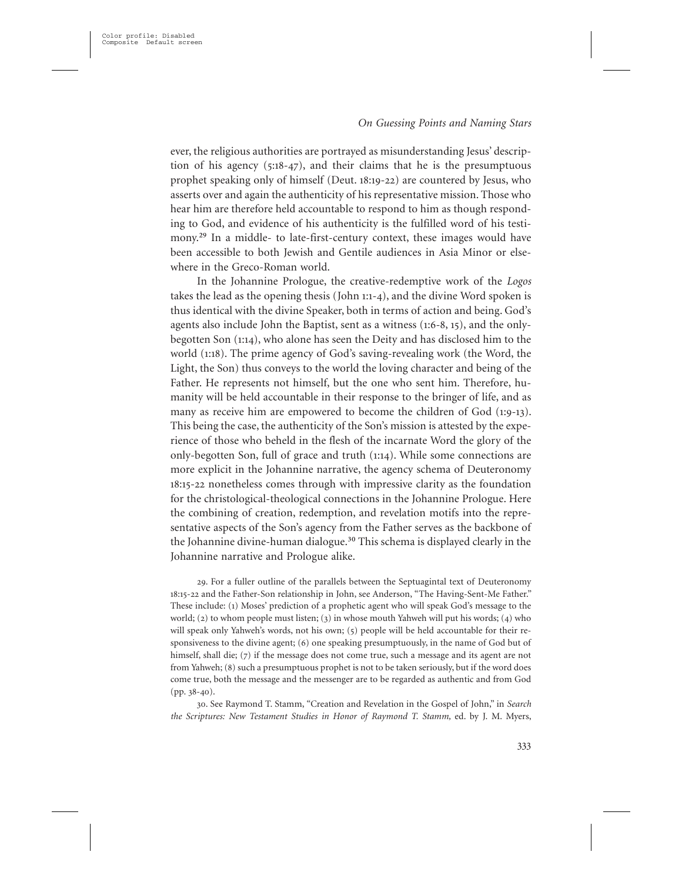ever, the religious authorities are portrayed as misunderstanding Jesus' description of his agency (5:18-47), and their claims that he is the presumptuous prophet speaking only of himself (Deut. 18:19-22) are countered by Jesus, who asserts over and again the authenticity of his representative mission. Those who hear him are therefore held accountable to respond to him as though responding to God, and evidence of his authenticity is the fulfilled word of his testimony.[29] In a middle- to late-first-century context, these images would have been accessible to both Jewish and Gentile audiences in Asia Minor or elsewhere in the Greco-Roman world.

In the Johannine Prologue, the creative-redemptive work of the *Logos* takes the lead as the opening thesis (John 1:1-4), and the divine Word spoken is thus identical with the divine Speaker, both in terms of action and being. God's agents also include John the Baptist, sent as a witness (1:6-8, 15), and the only-begotten Son (1:14), who alone has seen the Deity and has disclosed him to the world (1:18). The prime agency of God's saving-revealing work (the Word, the Light, the Son) thus conveys to the world the loving character and being of the Father. He represents not himself, but the one who sent him. Therefore, humanity will be held accountable in their response to the bringer of life, and as many as receive him are empowered to become the children of God (1:9-13). This being the case, the authenticity of the Son's mission is attested by the experience of those who beheld in the flesh of the incarnate Word the glory of the only-begotten Son, full of grace and truth (1:14). While some connections are more explicit in the Johannine narrative, the agency schema of Deuteronomy 18:15-22 nonetheless comes through with impressive clarity as the foundation for the christological-theological connections in the Johannine Prologue. Here the combining of creation, redemption, and revelation motifs into the representative aspects of the Son's agency from the Father serves as the backbone of the Johannine divine-human dialogue.[30] This schema is displayed clearly in the Johannine narrative and Prologue alike.

29. For a fuller outline of the parallels between the Septuagintal text of Deuteronomy 18:15-22 and the Father-Son relationship in John, see Anderson, "The Having-Sent-Me Father." These include: (1) Moses' prediction of a prophetic agent who will speak God's message to the world; (2) to whom people must listen; (3) in whose mouth Yahweh will put his words; (4) who will speak only Yahweh's words, not his own; (5) people will be held accountable for their responsiveness to the divine agent; (6) one speaking presumptuously, in the name of God but of himself, shall die; (7) if the message does not come true, such a message and its agent are not from Yahweh; (8) such a presumptuous prophet is not to be taken seriously, but if the word does come true, both the message and the messenger are to be regarded as authentic and from God (pp. 38-40).

30. See Raymond T. Stamm, "Creation and Revelation in the Gospel of John," in *Search the Scriptures: New Testament Studies in Honor of Raymond T. Stamm,* ed. by J. M. Myers,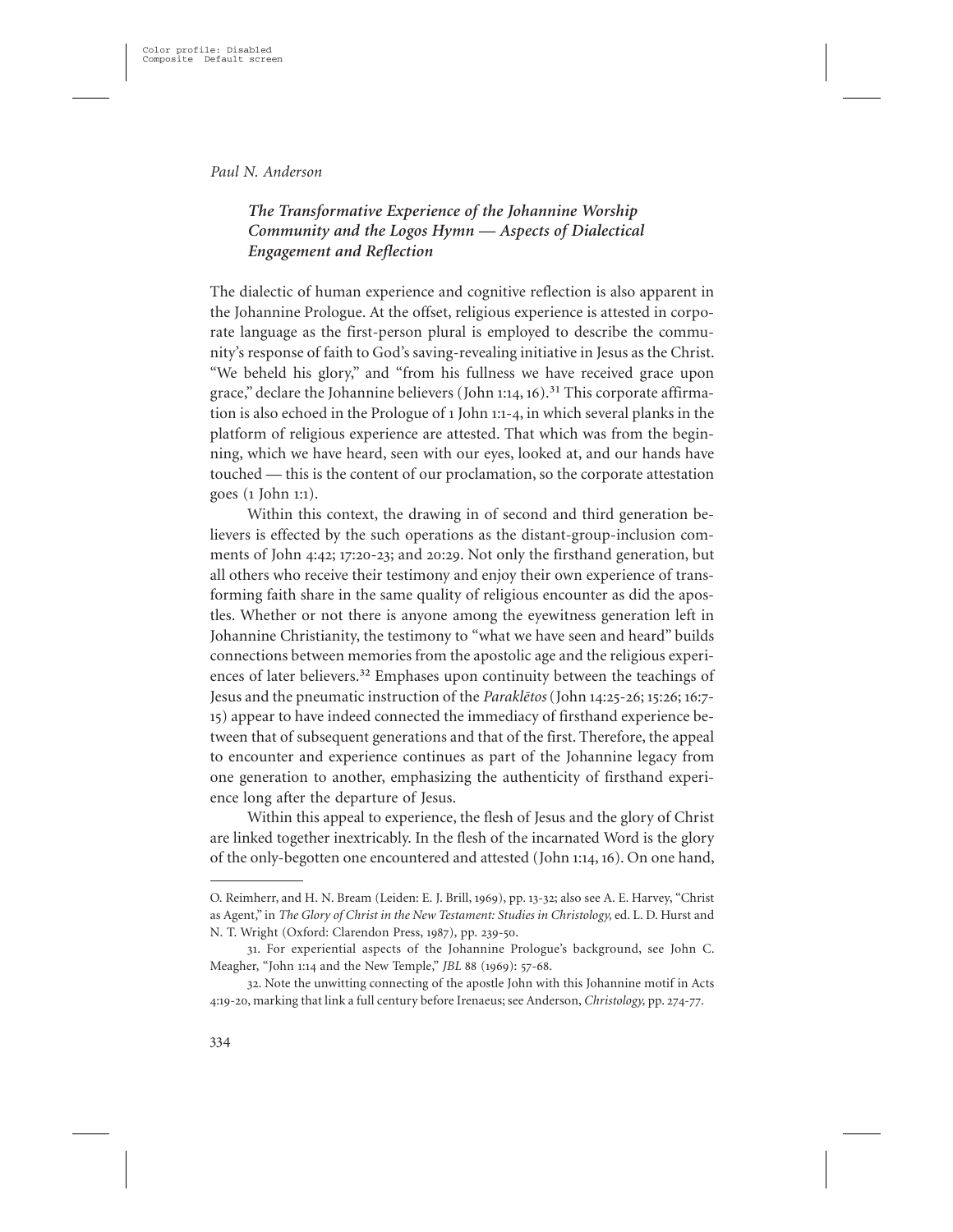### *The Transformative Experience of the Johannine Worship Community and the Logos Hymn — Aspects of Dialectical Engagement and Reflection*

The dialectic of human experience and cognitive reflection is also apparent in the Johannine Prologue. At the offset, religious experience is attested in corporate language as the first-person plural is employed to describe the community's response of faith to God's saving-revealing initiative in Jesus as the Christ. "We beheld his glory," and "from his fullness we have received grace upon grace," declare the Johannine believers (John 1:14, 16).[31] This corporate affirmation is also echoed in the Prologue of 1 John 1:1-4, in which several planks in the platform of religious experience are attested. That which was from the beginning, which we have heard, seen with our eyes, looked at, and our hands have touched — this is the content of our proclamation, so the corporate attestation goes (1 John 1:1).

Within this context, the drawing in of second and third generation believers is effected by the such operations as the distant-group-inclusion comments of John 4:42; 17:20-23; and 20:29. Not only the firsthand generation, but all others who receive their testimony and enjoy their own experience of transforming faith share in the same quality of religious encounter as did the apostles. Whether or not there is anyone among the eyewitness generation left in Johannine Christianity, the testimony to "what we have seen and heard" builds connections between memories from the apostolic age and the religious experiences of later believers.[32] Emphases upon continuity between the teachings of Jesus and the pneumatic instruction of the *Paraklētos* (John 14:25-26; 15:26; 16:7-15) appear to have indeed connected the immediacy of firsthand experience between that of subsequent generations and that of the first. Therefore, the appeal to encounter and experience continues as part of the Johannine legacy from one generation to another, emphasizing the authenticity of firsthand experience long after the departure of Jesus.

Within this appeal to experience, the flesh of Jesus and the glory of Christ are linked together inextricably. In the flesh of the incarnated Word is the glory of the only-begotten one encountered and attested (John 1:14, 16). On one hand,

---

O. Reimherr, and H. N. Bream (Leiden: E. J. Brill, 1969), pp. 13-32; also see A. E. Harvey, "Christ as Agent," in *The Glory of Christ in the New Testament: Studies in Christology,* ed. L. D. Hurst and N. T. Wright (Oxford: Clarendon Press, 1987), pp. 239-50.

31. For experiential aspects of the Johannine Prologue's background, see John C. Meagher, "John 1:14 and the New Temple," *JBL* 88 (1969): 57-68.

32. Note the unwitting connecting of the apostle John with this Johannine motif in Acts 4:19-20, marking that link a full century before Irenaeus; see Anderson, *Christology,* pp. 274-77.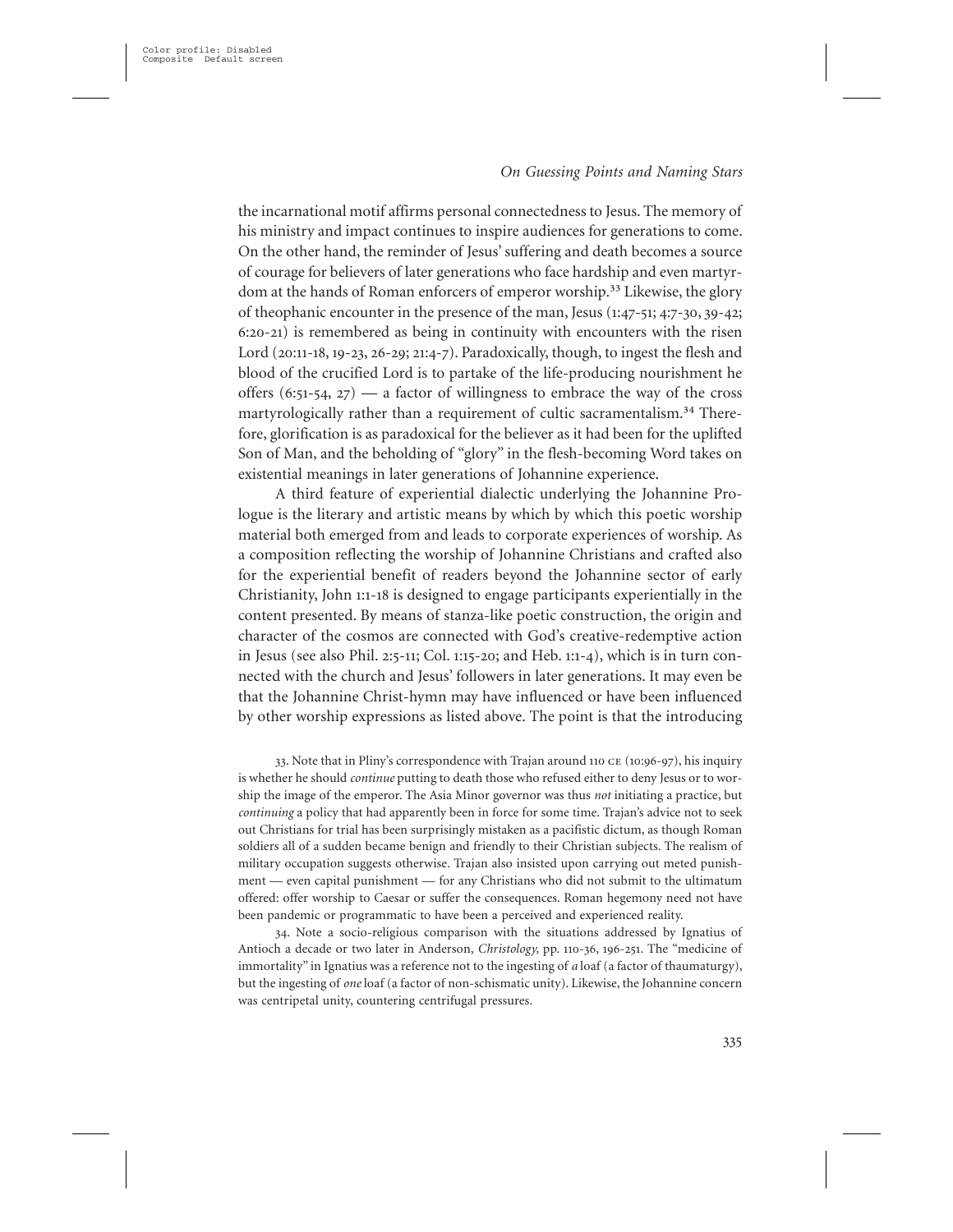the incarnational motif affirms personal connectedness to Jesus. The memory of his ministry and impact continues to inspire audiences for generations to come. On the other hand, the reminder of Jesus' suffering and death becomes a source of courage for believers of later generations who face hardship and even martyrdom at the hands of Roman enforcers of emperor worship.[33] Likewise, the glory of theophanic encounter in the presence of the man, Jesus (1:47-51; 4:7-30, 39-42; 6:20-21) is remembered as being in continuity with encounters with the risen Lord (20:11-18, 19-23, 26-29; 21:4-7). Paradoxically, though, to ingest the flesh and blood of the crucified Lord is to partake of the life-producing nourishment he offers (6:51-54, 27) — a factor of willingness to embrace the way of the cross martyrologically rather than a requirement of cultic sacramentalism.[34] Therefore, glorification is as paradoxical for the believer as it had been for the uplifted Son of Man, and the beholding of "glory" in the flesh-becoming Word takes on existential meanings in later generations of Johannine experience.

A third feature of experiential dialectic underlying the Johannine Prologue is the literary and artistic means by which by which this poetic worship material both emerged from and leads to corporate experiences of worship. As a composition reflecting the worship of Johannine Christians and crafted also for the experiential benefit of readers beyond the Johannine sector of early Christianity, John 1:1-18 is designed to engage participants experientially in the content presented. By means of stanza-like poetic construction, the origin and character of the cosmos are connected with God's creative-redemptive action in Jesus (see also Phil. 2:5-11; Col. 1:15-20; and Heb. 1:1-4), which is in turn connected with the church and Jesus' followers in later generations. It may even be that the Johannine Christ-hymn may have influenced or have been influenced by other worship expressions as listed above. The point is that the introducing

33. Note that in Pliny's correspondence with Trajan around 110 CE (10:96-97), his inquiry is whether he should *continue* putting to death those who refused either to deny Jesus or to worship the image of the emperor. The Asia Minor governor was thus *not* initiating a practice, but *continuing* a policy that had apparently been in force for some time. Trajan's advice not to seek out Christians for trial has been surprisingly mistaken as a pacifistic dictum, as though Roman soldiers all of a sudden became benign and friendly to their Christian subjects. The realism of military occupation suggests otherwise. Trajan also insisted upon carrying out meted punishment — even capital punishment — for any Christians who did not submit to the ultimatum offered: offer worship to Caesar or suffer the consequences. Roman hegemony need not have been pandemic or programmatic to have been a perceived and experienced reality.

34. Note a socio-religious comparison with the situations addressed by Ignatius of Antioch a decade or two later in Anderson, *Christology,* pp. 110-36, 196-251. The "medicine of immortality" in Ignatius was a reference not to the ingesting of *a* loaf (a factor of thaumaturgy), but the ingesting of *one* loaf (a factor of non-schismatic unity). Likewise, the Johannine concern was centripetal unity, countering centrifugal pressures.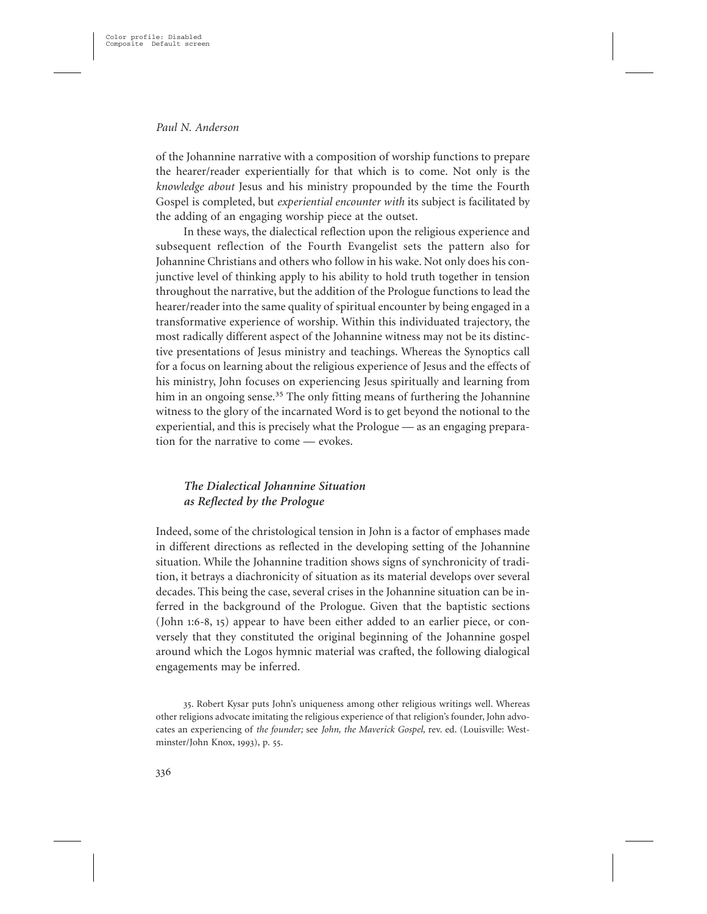of the Johannine narrative with a composition of worship functions to prepare the hearer/reader experientially for that which is to come. Not only is the *knowledge about* Jesus and his ministry propounded by the time the Fourth Gospel is completed, but *experiential encounter with* its subject is facilitated by the adding of an engaging worship piece at the outset.

In these ways, the dialectical reflection upon the religious experience and subsequent reflection of the Fourth Evangelist sets the pattern also for Johannine Christians and others who follow in his wake. Not only does his conjunctive level of thinking apply to his ability to hold truth together in tension throughout the narrative, but the addition of the Prologue functions to lead the hearer/reader into the same quality of spiritual encounter by being engaged in a transformative experience of worship. Within this individuated trajectory, the most radically different aspect of the Johannine witness may not be its distinctive presentations of Jesus ministry and teachings. Whereas the Synoptics call for a focus on learning about the religious experience of Jesus and the effects of his ministry, John focuses on experiencing Jesus spiritually and learning from him in an ongoing sense.[35] The only fitting means of furthering the Johannine witness to the glory of the incarnated Word is to get beyond the notional to the experiential, and this is precisely what the Prologue — as an engaging preparation for the narrative to come — evokes.

### *The Dialectical Johannine Situation as Reflected by the Prologue*

Indeed, some of the christological tension in John is a factor of emphases made in different directions as reflected in the developing setting of the Johannine situation. While the Johannine tradition shows signs of synchronicity of tradition, it betrays a diachronicity of situation as its material develops over several decades. This being the case, several crises in the Johannine situation can be inferred in the background of the Prologue. Given that the baptistic sections (John 1:6-8, 15) appear to have been either added to an earlier piece, or conversely that they constituted the original beginning of the Johannine gospel around which the Logos hymnic material was crafted, the following dialogical engagements may be inferred.

35. Robert Kysar puts John's uniqueness among other religious writings well. Whereas other religions advocate imitating the religious experience of that religion's founder, John advocates an experiencing of *the founder;* see *John, the Maverick Gospel,* rev. ed. (Louisville: Westminster/John Knox, 1993), p. 55.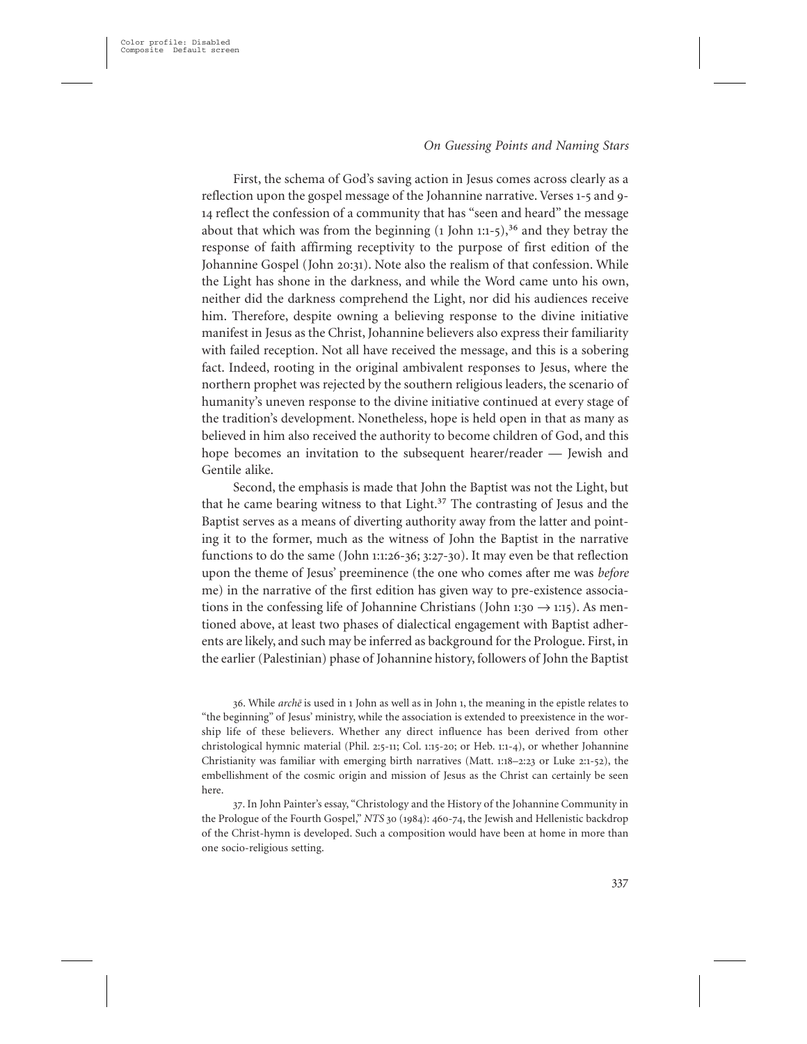First, the schema of God's saving action in Jesus comes across clearly as a reflection upon the gospel message of the Johannine narrative. Verses 1-5 and 9-14 reflect the confession of a community that has "seen and heard" the message about that which was from the beginning (1 John 1:1-5),[36] and they betray the response of faith affirming receptivity to the purpose of first edition of the Johannine Gospel (John 20:31). Note also the realism of that confession. While the Light has shone in the darkness, and while the Word came unto his own, neither did the darkness comprehend the Light, nor did his audiences receive him. Therefore, despite owning a believing response to the divine initiative manifest in Jesus as the Christ, Johannine believers also express their familiarity with failed reception. Not all have received the message, and this is a sobering fact. Indeed, rooting in the original ambivalent responses to Jesus, where the northern prophet was rejected by the southern religious leaders, the scenario of humanity's uneven response to the divine initiative continued at every stage of the tradition's development. Nonetheless, hope is held open in that as many as believed in him also received the authority to become children of God, and this hope becomes an invitation to the subsequent hearer/reader — Jewish and Gentile alike.

Second, the emphasis is made that John the Baptist was not the Light, but that he came bearing witness to that Light.[37] The contrasting of Jesus and the Baptist serves as a means of diverting authority away from the latter and pointing it to the former, much as the witness of John the Baptist in the narrative functions to do the same (John 1:1:26-36; 3:27-30). It may even be that reflection upon the theme of Jesus' preeminence (the one who comes after me was *before* me) in the narrative of the first edition has given way to pre-existence associations in the confessing life of Johannine Christians (John 1:30 → 1:15). As mentioned above, at least two phases of dialectical engagement with Baptist adherents are likely, and such may be inferred as background for the Prologue. First, in the earlier (Palestinian) phase of Johannine history, followers of John the Baptist

36. While *archē* is used in 1 John as well as in John 1, the meaning in the epistle relates to "the beginning" of Jesus' ministry, while the association is extended to preexistence in the worship life of these believers. Whether any direct influence has been derived from other christological hymnic material (Phil. 2:5-11; Col. 1:15-20; or Heb. 1:1-4), or whether Johannine Christianity was familiar with emerging birth narratives (Matt. 1:18–2:23 or Luke 2:1-52), the embellishment of the cosmic origin and mission of Jesus as the Christ can certainly be seen here.

37. In John Painter's essay, "Christology and the History of the Johannine Community in the Prologue of the Fourth Gospel," *NTS* 30 (1984): 460-74, the Jewish and Hellenistic backdrop of the Christ-hymn is developed. Such a composition would have been at home in more than one socio-religious setting.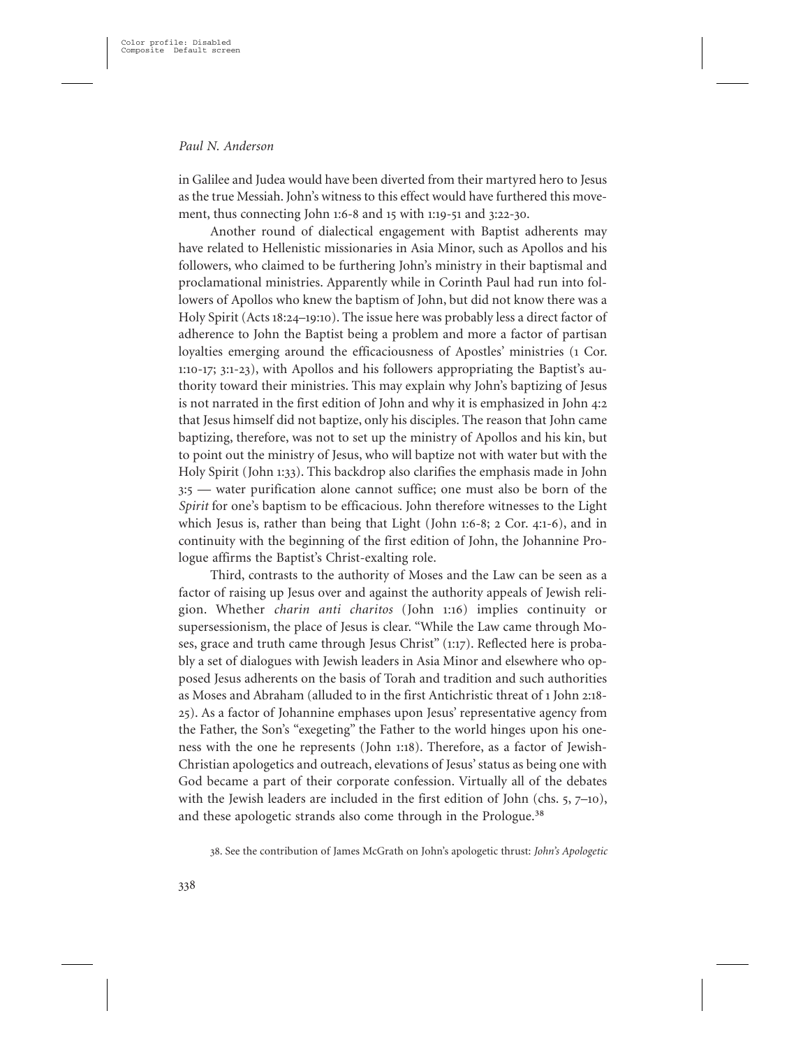in Galilee and Judea would have been diverted from their martyred hero to Jesus as the true Messiah. John's witness to this effect would have furthered this movement, thus connecting John 1:6-8 and 15 with 1:19-51 and 3:22-30.

Another round of dialectical engagement with Baptist adherents may have related to Hellenistic missionaries in Asia Minor, such as Apollos and his followers, who claimed to be furthering John's ministry in their baptismal and proclamational ministries. Apparently while in Corinth Paul had run into followers of Apollos who knew the baptism of John, but did not know there was a Holy Spirit (Acts 18:24–19:10). The issue here was probably less a direct factor of adherence to John the Baptist being a problem and more a factor of partisan loyalties emerging around the efficaciousness of Apostles' ministries (1 Cor. 1:10-17; 3:1-23), with Apollos and his followers appropriating the Baptist's authority toward their ministries. This may explain why John's baptizing of Jesus is not narrated in the first edition of John and why it is emphasized in John 4:2 that Jesus himself did not baptize, only his disciples. The reason that John came baptizing, therefore, was not to set up the ministry of Apollos and his kin, but to point out the ministry of Jesus, who will baptize not with water but with the Holy Spirit (John 1:33). This backdrop also clarifies the emphasis made in John 3:5 — water purification alone cannot suffice; one must also be born of the *Spirit* for one's baptism to be efficacious. John therefore witnesses to the Light which Jesus is, rather than being that Light (John 1:6-8; 2 Cor. 4:1-6), and in continuity with the beginning of the first edition of John, the Johannine Prologue affirms the Baptist's Christ-exalting role.

Third, contrasts to the authority of Moses and the Law can be seen as a factor of raising up Jesus over and against the authority appeals of Jewish religion. Whether *charin anti charitos* (John 1:16) implies continuity or supersessionism, the place of Jesus is clear. "While the Law came through Moses, grace and truth came through Jesus Christ" (1:17). Reflected here is probably a set of dialogues with Jewish leaders in Asia Minor and elsewhere who opposed Jesus adherents on the basis of Torah and tradition and such authorities as Moses and Abraham (alluded to in the first Antichristic threat of 1 John 2:18-25). As a factor of Johannine emphases upon Jesus' representative agency from the Father, the Son's "exegeting" the Father to the world hinges upon his oneness with the one he represents (John 1:18). Therefore, as a factor of Jewish-Christian apologetics and outreach, elevations of Jesus' status as being one with God became a part of their corporate confession. Virtually all of the debates with the Jewish leaders are included in the first edition of John (chs. 5, 7–10), and these apologetic strands also come through in the Prologue.[38]

38. See the contribution of James McGrath on John's apologetic thrust: *John's Apologetic*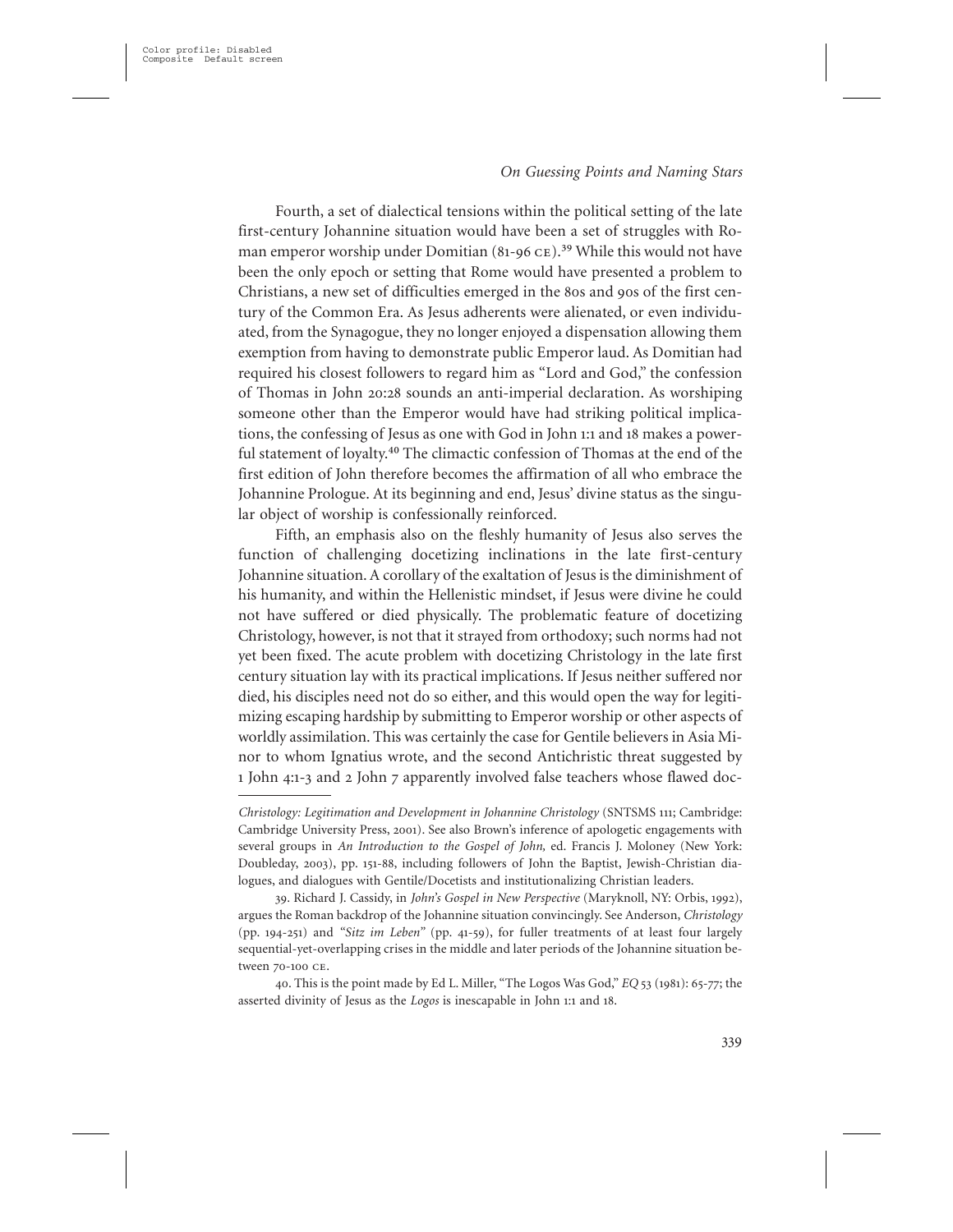Fourth, a set of dialectical tensions within the political setting of the late first-century Johannine situation would have been a set of struggles with Roman emperor worship under Domitian (81-96 CE).[39] While this would not have been the only epoch or setting that Rome would have presented a problem to Christians, a new set of difficulties emerged in the 80s and 90s of the first century of the Common Era. As Jesus adherents were alienated, or even individuated, from the Synagogue, they no longer enjoyed a dispensation allowing them exemption from having to demonstrate public Emperor laud. As Domitian had required his closest followers to regard him as "Lord and God," the confession of Thomas in John 20:28 sounds an anti-imperial declaration. As worshiping someone other than the Emperor would have had striking political implications, the confessing of Jesus as one with God in John 1:1 and 18 makes a powerful statement of loyalty.[40] The climactic confession of Thomas at the end of the first edition of John therefore becomes the affirmation of all who embrace the Johannine Prologue. At its beginning and end, Jesus' divine status as the singular object of worship is confessionally reinforced.

Fifth, an emphasis also on the fleshly humanity of Jesus also serves the function of challenging docetizing inclinations in the late first-century Johannine situation. A corollary of the exaltation of Jesus is the diminishment of his humanity, and within the Hellenistic mindset, if Jesus were divine he could not have suffered or died physically. The problematic feature of docetizing Christology, however, is not that it strayed from orthodoxy; such norms had not yet been fixed. The acute problem with docetizing Christology in the late first century situation lay with its practical implications. If Jesus neither suffered nor died, his disciples need not do so either, and this would open the way for legitimizing escaping hardship by submitting to Emperor worship or other aspects of worldly assimilation. This was certainly the case for Gentile believers in Asia Minor to whom Ignatius wrote, and the second Antichristic threat suggested by 1 John 4:1-3 and 2 John 7 apparently involved false teachers whose flawed doc-

---

*Christology: Legitimation and Development in Johannine Christology* (SNTSMS 111; Cambridge: Cambridge University Press, 2001). See also Brown's inference of apologetic engagements with several groups in *An Introduction to the Gospel of John,* ed. Francis J. Moloney (New York: Doubleday, 2003), pp. 151-88, including followers of John the Baptist, Jewish-Christian dialogues, and dialogues with Gentile/Docetists and institutionalizing Christian leaders.

39. Richard J. Cassidy, in *John's Gospel in New Perspective* (Maryknoll, NY: Orbis, 1992), argues the Roman backdrop of the Johannine situation convincingly. See Anderson, *Christology* (pp. 194-251) and *"Sitz im Leben"* (pp. 41-59), for fuller treatments of at least four largely sequential-yet-overlapping crises in the middle and later periods of the Johannine situation between 70-100 CE.

40. This is the point made by Ed L. Miller, "The Logos Was God," *EQ* 53 (1981): 65-77; the asserted divinity of Jesus as the *Logos* is inescapable in John 1:1 and 18.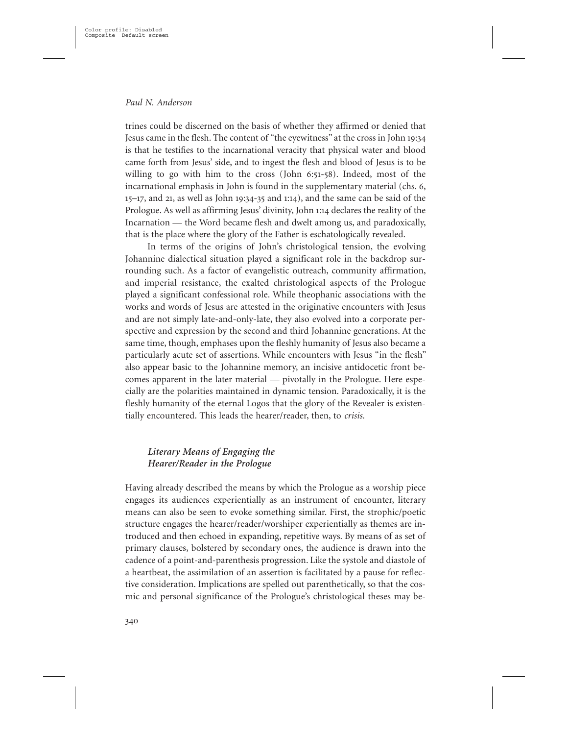trines could be discerned on the basis of whether they affirmed or denied that Jesus came in the flesh. The content of "the eyewitness" at the cross in John 19:34 is that he testifies to the incarnational veracity that physical water and blood came forth from Jesus' side, and to ingest the flesh and blood of Jesus is to be willing to go with him to the cross (John 6:51-58). Indeed, most of the incarnational emphasis in John is found in the supplementary material (chs. 6, 15–17, and 21, as well as John 19:34-35 and 1:14), and the same can be said of the Prologue. As well as affirming Jesus' divinity, John 1:14 declares the reality of the Incarnation — the Word became flesh and dwelt among us, and paradoxically, that is the place where the glory of the Father is eschatologically revealed.

In terms of the origins of John's christological tension, the evolving Johannine dialectical situation played a significant role in the backdrop surrounding such. As a factor of evangelistic outreach, community affirmation, and imperial resistance, the exalted christological aspects of the Prologue played a significant confessional role. While theophanic associations with the works and words of Jesus are attested in the originative encounters with Jesus and are not simply late-and-only-late, they also evolved into a corporate perspective and expression by the second and third Johannine generations. At the same time, though, emphases upon the fleshly humanity of Jesus also became a particularly acute set of assertions. While encounters with Jesus "in the flesh" also appear basic to the Johannine memory, an incisive antidocetic front becomes apparent in the later material — pivotally in the Prologue. Here especially are the polarities maintained in dynamic tension. Paradoxically, it is the fleshly humanity of the eternal Logos that the glory of the Revealer is existentially encountered. This leads the hearer/reader, then, to *crisis.*

### *Literary Means of Engaging the Hearer/Reader in the Prologue*

Having already described the means by which the Prologue as a worship piece engages its audiences experientially as an instrument of encounter, literary means can also be seen to evoke something similar. First, the strophic/poetic structure engages the hearer/reader/worshiper experientially as themes are introduced and then echoed in expanding, repetitive ways. By means of as set of primary clauses, bolstered by secondary ones, the audience is drawn into the cadence of a point-and-parenthesis progression. Like the systole and diastole of a heartbeat, the assimilation of an assertion is facilitated by a pause for reflective consideration. Implications are spelled out parenthetically, so that the cosmic and personal significance of the Prologue's christological theses may be-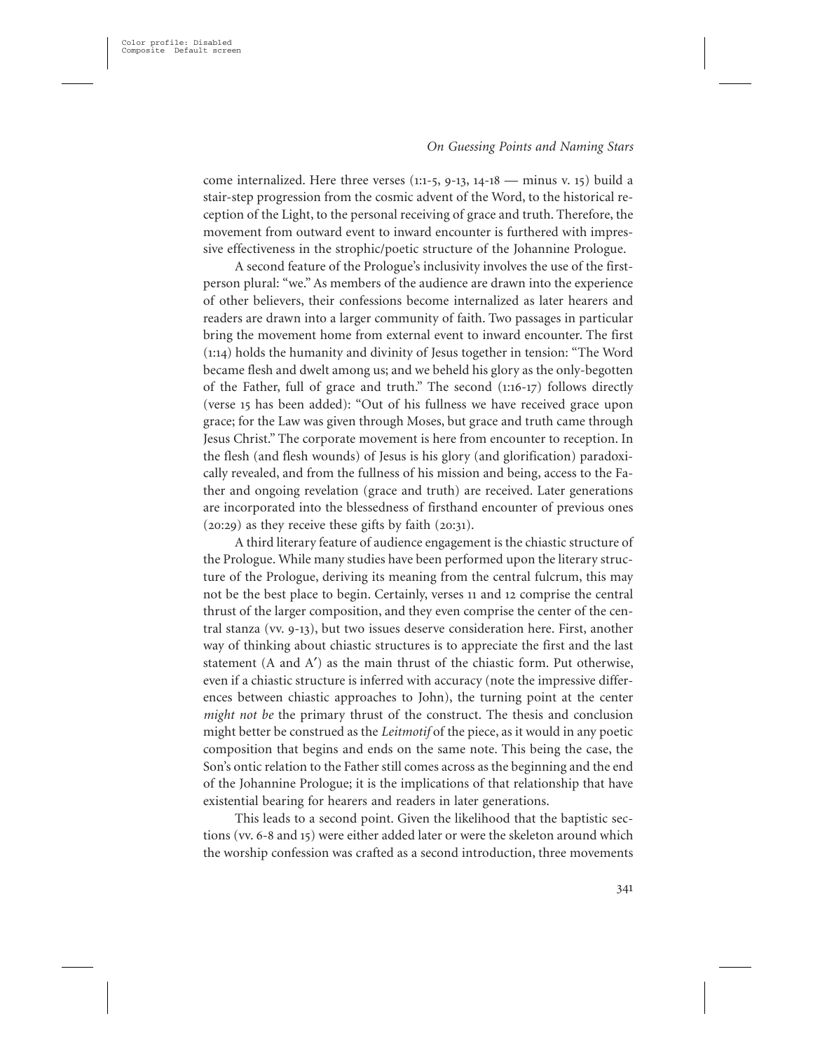come internalized. Here three verses (1:1-5, 9-13, 14-18 — minus v. 15) build a stair-step progression from the cosmic advent of the Word, to the historical reception of the Light, to the personal receiving of grace and truth. Therefore, the movement from outward event to inward encounter is furthered with impressive effectiveness in the strophic/poetic structure of the Johannine Prologue.

A second feature of the Prologue's inclusivity involves the use of the first-person plural: "we." As members of the audience are drawn into the experience of other believers, their confessions become internalized as later hearers and readers are drawn into a larger community of faith. Two passages in particular bring the movement home from external event to inward encounter. The first (1:14) holds the humanity and divinity of Jesus together in tension: "The Word became flesh and dwelt among us; and we beheld his glory as the only-begotten of the Father, full of grace and truth." The second (1:16-17) follows directly (verse 15 has been added): "Out of his fullness we have received grace upon grace; for the Law was given through Moses, but grace and truth came through Jesus Christ." The corporate movement is here from encounter to reception. In the flesh (and flesh wounds) of Jesus is his glory (and glorification) paradoxically revealed, and from the fullness of his mission and being, access to the Father and ongoing revelation (grace and truth) are received. Later generations are incorporated into the blessedness of firsthand encounter of previous ones (20:29) as they receive these gifts by faith (20:31).

A third literary feature of audience engagement is the chiastic structure of the Prologue. While many studies have been performed upon the literary structure of the Prologue, deriving its meaning from the central fulcrum, this may not be the best place to begin. Certainly, verses 11 and 12 comprise the central thrust of the larger composition, and they even comprise the center of the central stanza (vv. 9-13), but two issues deserve consideration here. First, another way of thinking about chiastic structures is to appreciate the first and the last statement (A and A′) as the main thrust of the chiastic form. Put otherwise, even if a chiastic structure is inferred with accuracy (note the impressive differences between chiastic approaches to John), the turning point at the center *might not be* the primary thrust of the construct. The thesis and conclusion might better be construed as the *Leitmotif* of the piece, as it would in any poetic composition that begins and ends on the same note. This being the case, the Son's ontic relation to the Father still comes across as the beginning and the end of the Johannine Prologue; it is the implications of that relationship that have existential bearing for hearers and readers in later generations.

This leads to a second point. Given the likelihood that the baptistic sections (vv. 6-8 and 15) were either added later or were the skeleton around which the worship confession was crafted as a second introduction, three movements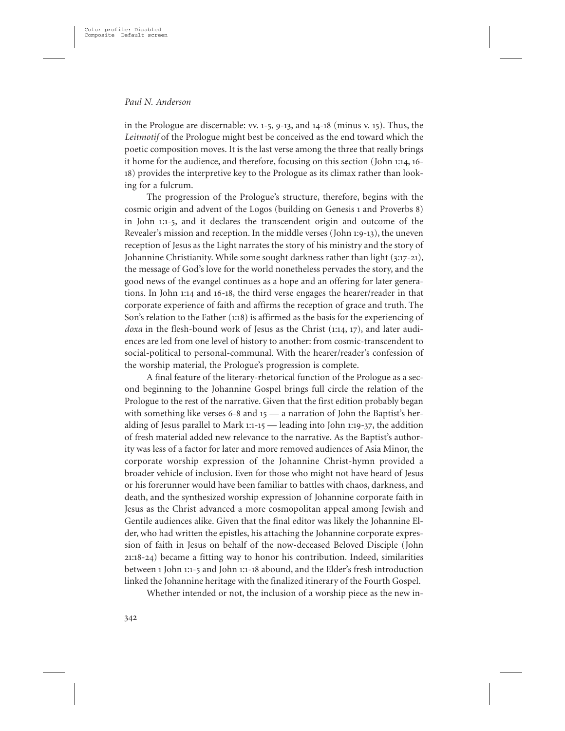in the Prologue are discernable: vv. 1-5, 9-13, and 14-18 (minus v. 15). Thus, the *Leitmotif* of the Prologue might best be conceived as the end toward which the poetic composition moves. It is the last verse among the three that really brings it home for the audience, and therefore, focusing on this section (John 1:14, 16-18) provides the interpretive key to the Prologue as its climax rather than looking for a fulcrum.

The progression of the Prologue's structure, therefore, begins with the cosmic origin and advent of the Logos (building on Genesis 1 and Proverbs 8) in John 1:1-5, and it declares the transcendent origin and outcome of the Revealer's mission and reception. In the middle verses (John 1:9-13), the uneven reception of Jesus as the Light narrates the story of his ministry and the story of Johannine Christianity. While some sought darkness rather than light (3:17-21), the message of God's love for the world nonetheless pervades the story, and the good news of the evangel continues as a hope and an offering for later generations. In John 1:14 and 16-18, the third verse engages the hearer/reader in that corporate experience of faith and affirms the reception of grace and truth. The Son's relation to the Father (1:18) is affirmed as the basis for the experiencing of *doxa* in the flesh-bound work of Jesus as the Christ (1:14, 17), and later audiences are led from one level of history to another: from cosmic-transcendent to social-political to personal-communal. With the hearer/reader's confession of the worship material, the Prologue's progression is complete.

A final feature of the literary-rhetorical function of the Prologue as a second beginning to the Johannine Gospel brings full circle the relation of the Prologue to the rest of the narrative. Given that the first edition probably began with something like verses 6-8 and 15 — a narration of John the Baptist's heralding of Jesus parallel to Mark 1:1-15 — leading into John 1:19-37, the addition of fresh material added new relevance to the narrative. As the Baptist's authority was less of a factor for later and more removed audiences of Asia Minor, the corporate worship expression of the Johannine Christ-hymn provided a broader vehicle of inclusion. Even for those who might not have heard of Jesus or his forerunner would have been familiar to battles with chaos, darkness, and death, and the synthesized worship expression of Johannine corporate faith in Jesus as the Christ advanced a more cosmopolitan appeal among Jewish and Gentile audiences alike. Given that the final editor was likely the Johannine Elder, who had written the epistles, his attaching the Johannine corporate expression of faith in Jesus on behalf of the now-deceased Beloved Disciple (John 21:18-24) became a fitting way to honor his contribution. Indeed, similarities between 1 John 1:1-5 and John 1:1-18 abound, and the Elder's fresh introduction linked the Johannine heritage with the finalized itinerary of the Fourth Gospel.

Whether intended or not, the inclusion of a worship piece as the new in-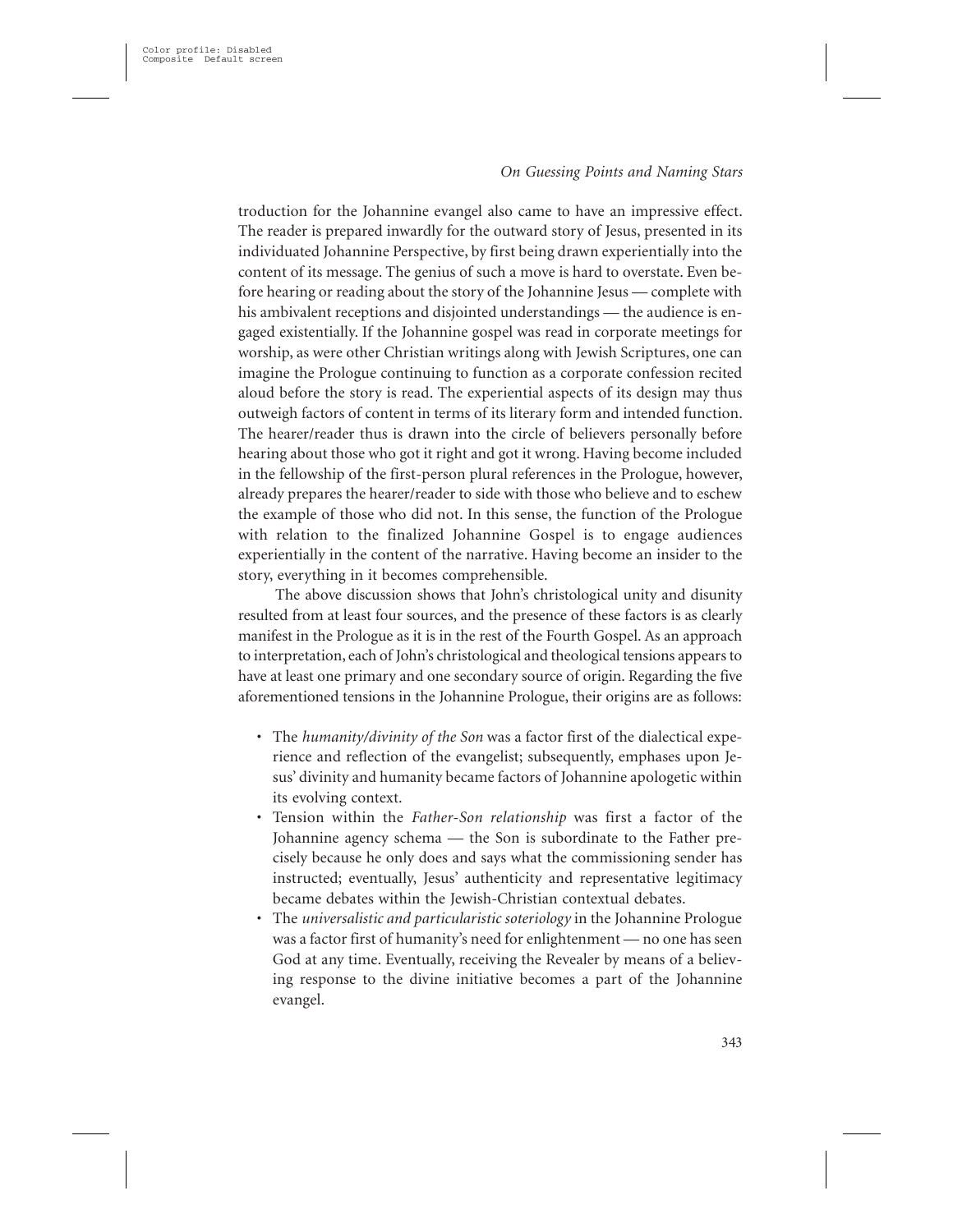troduction for the Johannine evangel also came to have an impressive effect. The reader is prepared inwardly for the outward story of Jesus, presented in its individuated Johannine Perspective, by first being drawn experientially into the content of its message. The genius of such a move is hard to overstate. Even before hearing or reading about the story of the Johannine Jesus — complete with his ambivalent receptions and disjointed understandings — the audience is engaged existentially. If the Johannine gospel was read in corporate meetings for worship, as were other Christian writings along with Jewish Scriptures, one can imagine the Prologue continuing to function as a corporate confession recited aloud before the story is read. The experiential aspects of its design may thus outweigh factors of content in terms of its literary form and intended function. The hearer/reader thus is drawn into the circle of believers personally before hearing about those who got it right and got it wrong. Having become included in the fellowship of the first-person plural references in the Prologue, however, already prepares the hearer/reader to side with those who believe and to eschew the example of those who did not. In this sense, the function of the Prologue with relation to the finalized Johannine Gospel is to engage audiences experientially in the content of the narrative. Having become an insider to the story, everything in it becomes comprehensible.

The above discussion shows that John's christological unity and disunity resulted from at least four sources, and the presence of these factors is as clearly manifest in the Prologue as it is in the rest of the Fourth Gospel. As an approach to interpretation, each of John's christological and theological tensions appears to have at least one primary and one secondary source of origin. Regarding the five aforementioned tensions in the Johannine Prologue, their origins are as follows:

- The *humanity/divinity of the Son* was a factor first of the dialectical experience and reflection of the evangelist; subsequently, emphases upon Jesus' divinity and humanity became factors of Johannine apologetic within its evolving context.
- Tension within the *Father-Son relationship* was first a factor of the Johannine agency schema — the Son is subordinate to the Father precisely because he only does and says what the commissioning sender has instructed; eventually, Jesus' authenticity and representative legitimacy became debates within the Jewish-Christian contextual debates.
- The *universalistic and particularistic soteriology* in the Johannine Prologue was a factor first of humanity's need for enlightenment — no one has seen God at any time. Eventually, receiving the Revealer by means of a believing response to the divine initiative becomes a part of the Johannine evangel.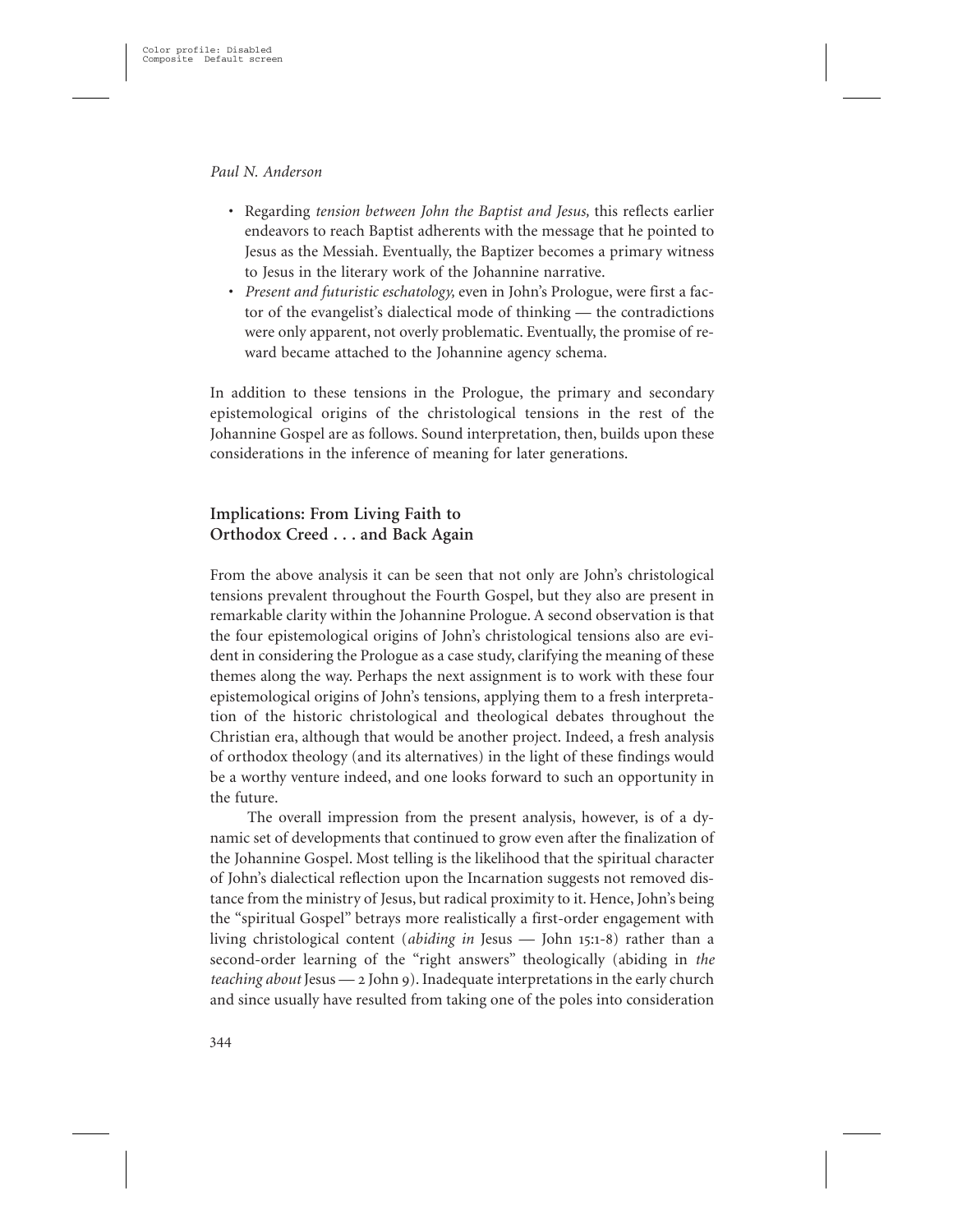- Regarding *tension between John the Baptist and Jesus,* this reflects earlier endeavors to reach Baptist adherents with the message that he pointed to Jesus as the Messiah. Eventually, the Baptizer becomes a primary witness to Jesus in the literary work of the Johannine narrative.
- *Present and futuristic eschatology,* even in John's Prologue, were first a factor of the evangelist's dialectical mode of thinking — the contradictions were only apparent, not overly problematic. Eventually, the promise of reward became attached to the Johannine agency schema.

In addition to these tensions in the Prologue, the primary and secondary epistemological origins of the christological tensions in the rest of the Johannine Gospel are as follows. Sound interpretation, then, builds upon these considerations in the inference of meaning for later generations.

## Implications: From Living Faith to Orthodox Creed . . . and Back Again

From the above analysis it can be seen that not only are John's christological tensions prevalent throughout the Fourth Gospel, but they also are present in remarkable clarity within the Johannine Prologue. A second observation is that the four epistemological origins of John's christological tensions also are evident in considering the Prologue as a case study, clarifying the meaning of these themes along the way. Perhaps the next assignment is to work with these four epistemological origins of John's christological tensions, applying them to a fresh interpretation of the historic christological and theological debates throughout the Christian era, although that would be another project. Indeed, a fresh analysis of orthodox theology (and its alternatives) in the light of these findings would be a worthy venture indeed, and one looks forward to such an opportunity in the future.

The overall impression from the present analysis, however, is of a dynamic set of developments that continued to grow even after the finalization of the Johannine Gospel. Most telling is the likelihood that the spiritual character of John's dialectical reflection upon the Incarnation suggests not removed distance from the ministry of Jesus, but radical proximity to it. Hence, John's being the "spiritual Gospel" betrays more realistically a first-order engagement with living christological content (*abiding in* Jesus — John 15:1-8) rather than a second-order learning of the "right answers" theologically (abiding in *the teaching about* Jesus — 2 John 9). Inadequate interpretations in the early church and since usually have resulted from taking one of the poles into consideration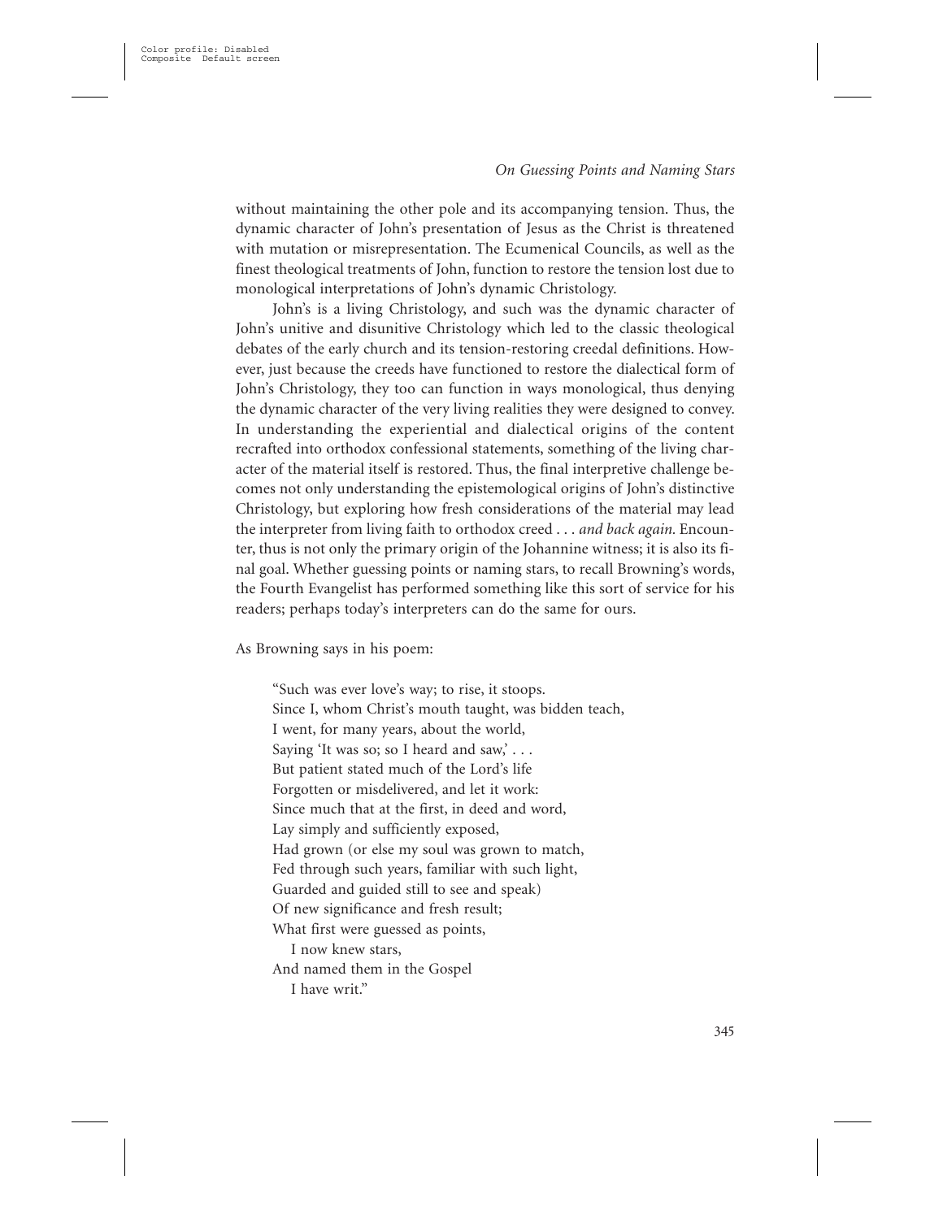without maintaining the other pole and its accompanying tension. Thus, the dynamic character of John's presentation of Jesus as the Christ is threatened with mutation or misrepresentation. The Ecumenical Councils, as well as the finest theological treatments of John, function to restore the tension lost due to monological interpretations of John's dynamic Christology.

John's is a living Christology, and such was the dynamic character of John's unitive and disunitive Christology which led to the classic theological debates of the early church and its tension-restoring creedal definitions. However, just because the creeds have functioned to restore the dialectical form of John's Christology, they too can function in ways monological, thus denying the dynamic character of the very living realities they were designed to convey. In understanding the experiential and dialectical origins of the content recrafted into orthodox confessional statements, something of the living character of the material itself is restored. Thus, the final interpretive challenge becomes not only understanding the epistemological origins of John's distinctive Christology, but exploring how fresh considerations of the material may lead the interpreter from living faith to orthodox creed . . . *and back again.* Encounter, thus is not only the primary origin of the Johannine witness; it is also its final goal. Whether guessing points or naming stars, to recall Browning's words, the Fourth Evangelist has performed something like this sort of service for his readers; perhaps today's interpreters can do the same for ours.

As Browning says in his poem:

> "Such was ever love's way; to rise, it stoops.
> Since I, whom Christ's mouth taught, was bidden teach,
> I went, for many years, about the world,
> Saying 'It was so; so I heard and saw,' . . .
> But patient stated much of the Lord's life
> Forgotten or misdelivered, and let it work:
> Since much that at the first, in deed and word,
> Lay simply and sufficiently exposed,
> Had grown (or else my soul was grown to match,
> Fed through such years, familiar with such light,
> Guarded and guided still to see and speak)
> Of new significance and fresh result;
> What first were guessed as points,
> I now knew stars,
> And named them in the Gospel
> I have writ."